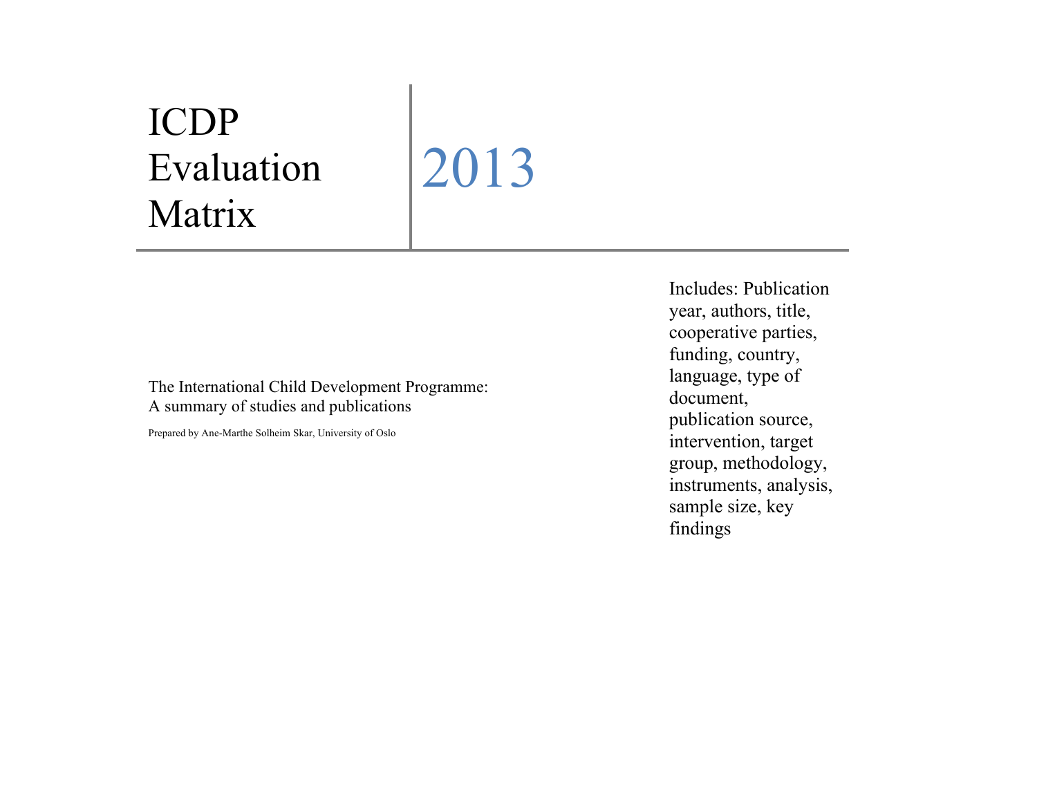# ICDP Evaluation Matrix

# 2013

The International Child Development Programme: A summary of studies and publications

Prepared by Ane-Marthe Solheim Skar, University of Oslo

Includes: Publication year, authors, title, cooperative parties, funding, country, language, type of document, publication source, intervention, target group, methodology, instruments, analysis, sample size, key findings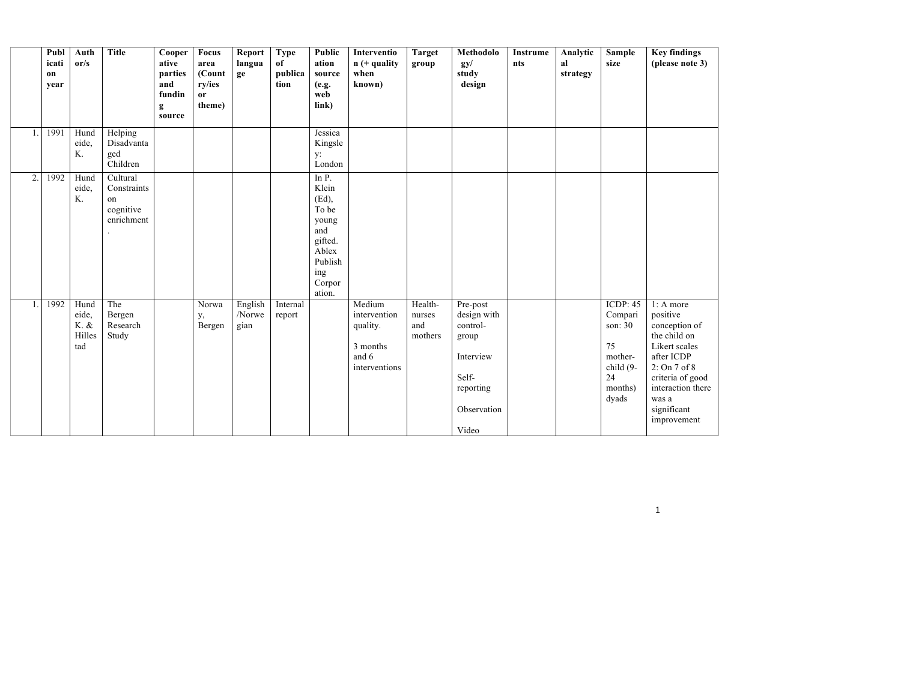| | Publication year | Author/s | Title | Cooperative parties and funding source | Focus area (Country/ies or theme) | Report language | Type of publication | Publication source (e.g. web link) | Intervention (+ quality when known) | Target group | Methodology/ study design | Instruments | Analytical strategy | Sample size | Key findings (please note 3) |
|---|---|---|---|---|---|---|---|---|---|---|---|---|---|---|---|
| 1. | 1991 | Hundeide, K. | Helping Disadvantaged Children | | | | | Jessica Kingsley: London | | | | | | | |
| 2. | 1992 | Hundeide, K. | Cultural Constraints on cognitive enrichment. | | | | | In P. Klein (Ed), To be young and gifted. Ablex Publishing Corporation. | | | | | | | |
| 1. | 1992 | Hundeide, K. & Hillestad | The Bergen Research Study | | Norway, Bergen | English/Norwegian | Internal report | | Medium intervention quality.<br><br>3 months and 6 interventions | Health-nurses and mothers | Pre-post design with control-group<br><br>Interview<br><br>Self-reporting<br><br>Observation<br><br>Video | | | ICDP: 45 Comparison: 30<br><br>75 mother-child (9-24 months) dyads | 1: A more positive conception of the child on Likert scales after ICDP<br>2: On 7 of 8 criteria of good interaction there was a significant improvement |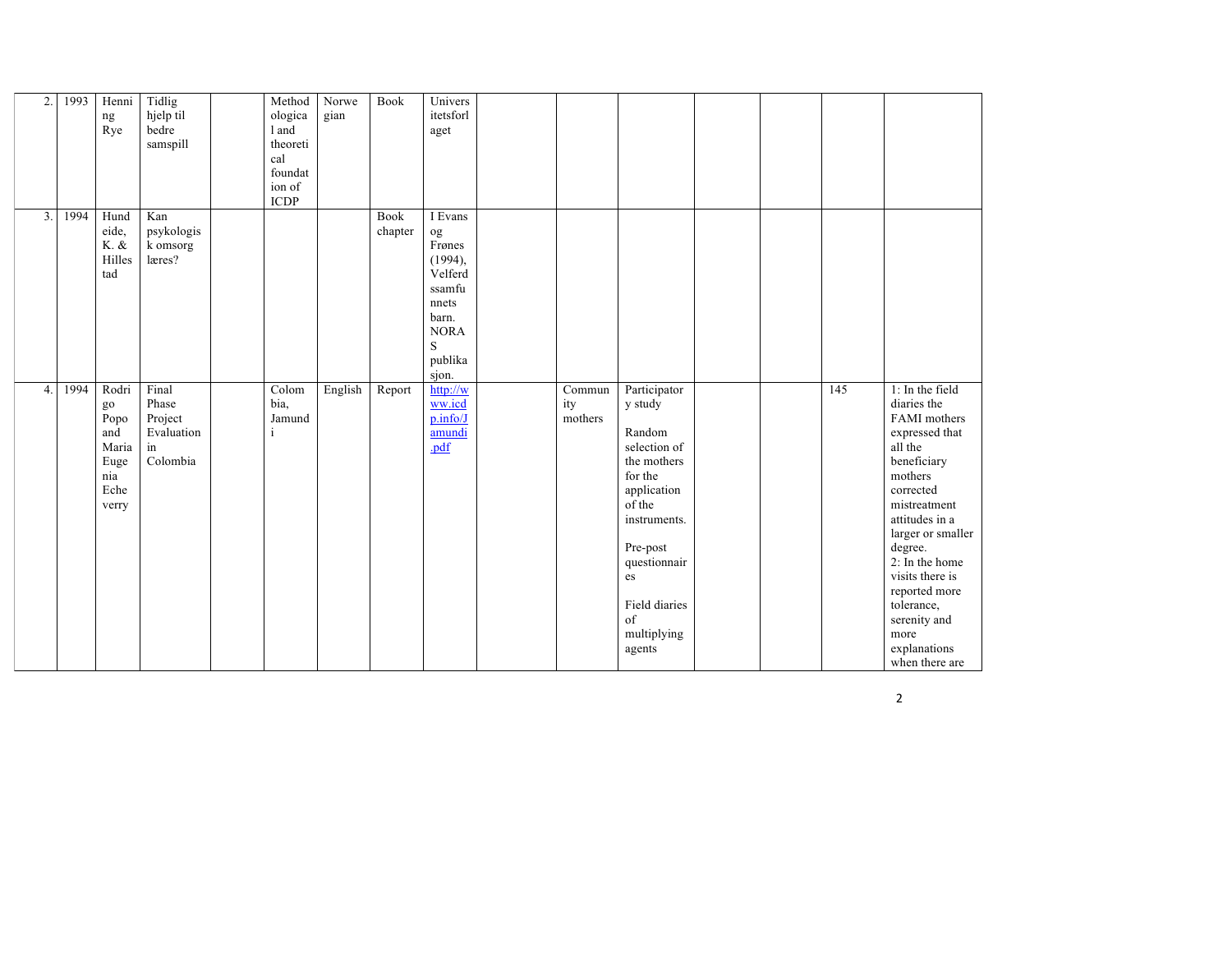| | | | | | | | | | | | | | | | |
|---|---|---|---|---|---|---|---|---|---|---|---|---|---|---|---|
| 2. | 1993 | Henning Rye | Tidlig hjelp til bedre samspill | | Methodological and theoretical foundation of ICDP | Norwegian | Book | Universitetsforlaget | | | | | | | |
| 3. | 1994 | Hundeide, K. & Hillestad | Kan psykologisk omsorg læres? | | | | Book chapter | I Evans og Frønes (1994), Velferdssamfunnets barn. NORAS publikasjon. | | | | | | | |
| 4. | 1994 | Rodrigo Popo and Maria Eugenia Echeverry | Final Phase Project Evaluation in Colombia | | Colombia, Jamundi | English | Report | http://www.icdp.info/Jamundi.pdf | | Community mothers | Participatory study<br><br>Random selection of the mothers for the application of the instruments.<br><br>Pre-post questionnaires<br><br>Field diaries of multiplying agents | | | 145 | 1: In the field diaries the FAMI mothers expressed that all the beneficiary mothers corrected mistreatment attitudes in a larger or smaller degree.<br>2: In the home visits there is reported more tolerance, serenity and more explanations when there are |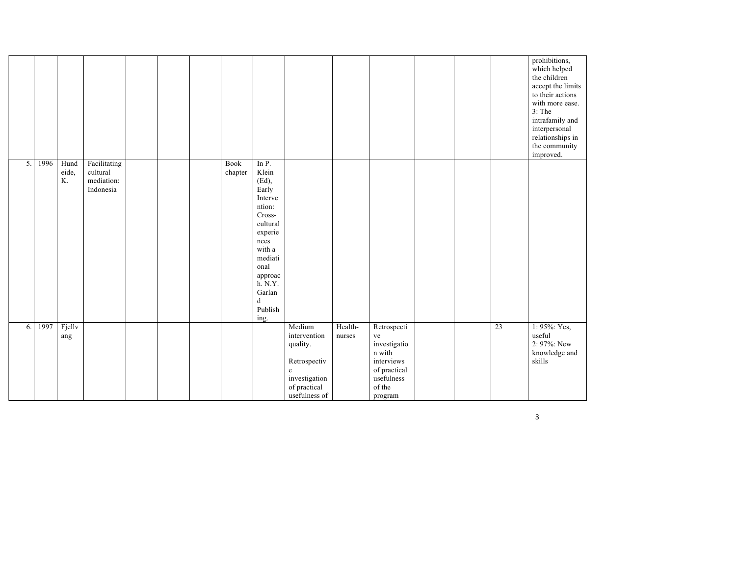| | | | | | | | | | | | | | | | | |
|---|---|---|---|---|---|---|---|---|---|---|---|---|---|---|---|---|
| | | | | | | | | | | | | | | | | prohibitions, which helped the children accept the limits to their actions with more ease. 3: The intrafamily and interpersonal relationships in the community improved. |
| 5. | 1996 | Hundeide, K. | Facilitating cultural mediation: Indonesia | | | | Book chapter | In P. Klein (Ed), Early Intervention: Cross-cultural experiences with a mediational approach. N.Y. Garland Publishing. | | | | | | | | |
| 6. | 1997 | Fjellvang | | | | | | | Medium intervention quality. Retrospective investigation of practical usefulness of | Health-nurses | Retrospective investigation with interviews of practical usefulness of the program | | | | 23 | 1: 95%: Yes, useful 2: 97%: New knowledge and skills |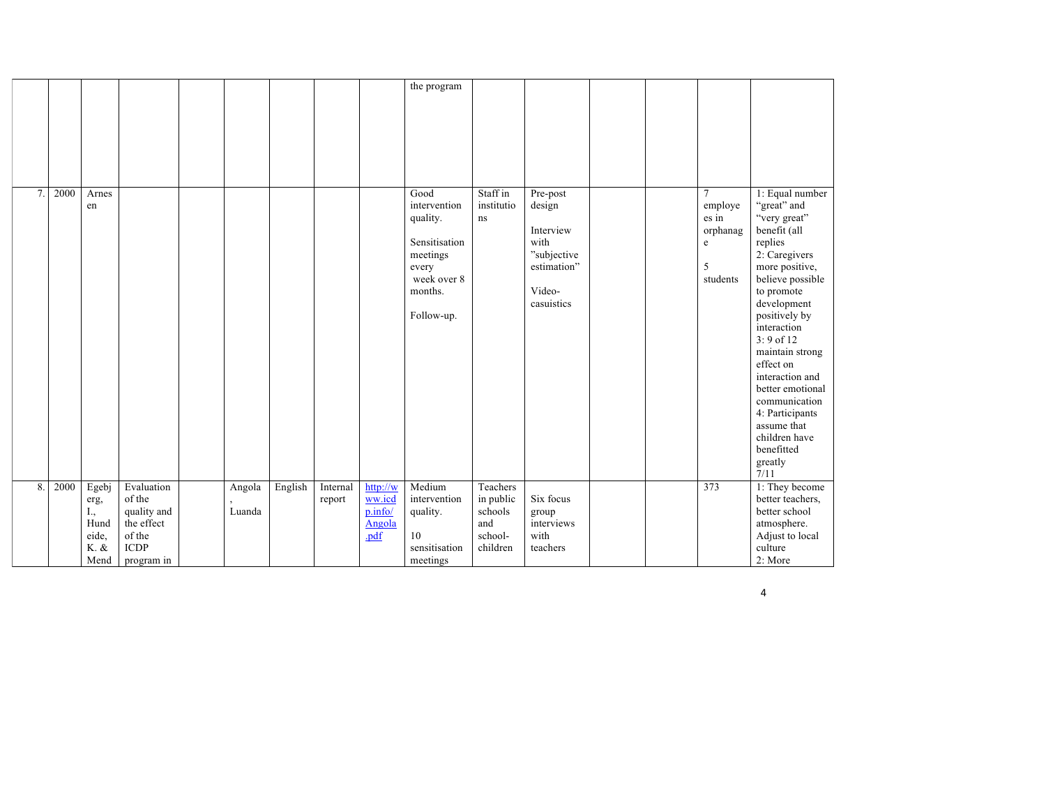| | | | | | | | | | | | | | | | |
|---|---|---|---|---|---|---|---|---|---|---|---|---|---|---|---|
| | | | | | | | | | the program | | | | | | |
| 7. | 2000 | Arnesen | | | | | | | Good intervention quality.<br><br>Sensitisation meetings every week over 8 months.<br><br>Follow-up. | Staff in institutions | Pre-post design<br><br>Interview with "subjective estimation"<br><br>Video-casuistics | | | 7 employees in orphanage<br><br>5 students | 1: Equal number "great" and "very great" benefit (all replies<br>2: Caregivers more positive, believe possible to promote development positively by interaction<br>3: 9 of 12 maintain strong effect on interaction and better emotional communication<br>4: Participants assume that children have benefitted greatly<br>7/11 |
| 8. | 2000 | Egebjerg, I., Hundeide, K. & Mend | Evaluation of the quality and the effect of the ICDP program in | | Angola, Luanda | English | Internal report | http://www.icdp.info/Angola.pdf | Medium intervention quality.<br><br>10 sensitisation meetings | Teachers in public schools and school-children | Six focus group interviews with teachers | | | 373 | 1: They become better teachers, better school atmosphere. Adjust to local culture<br>2: More |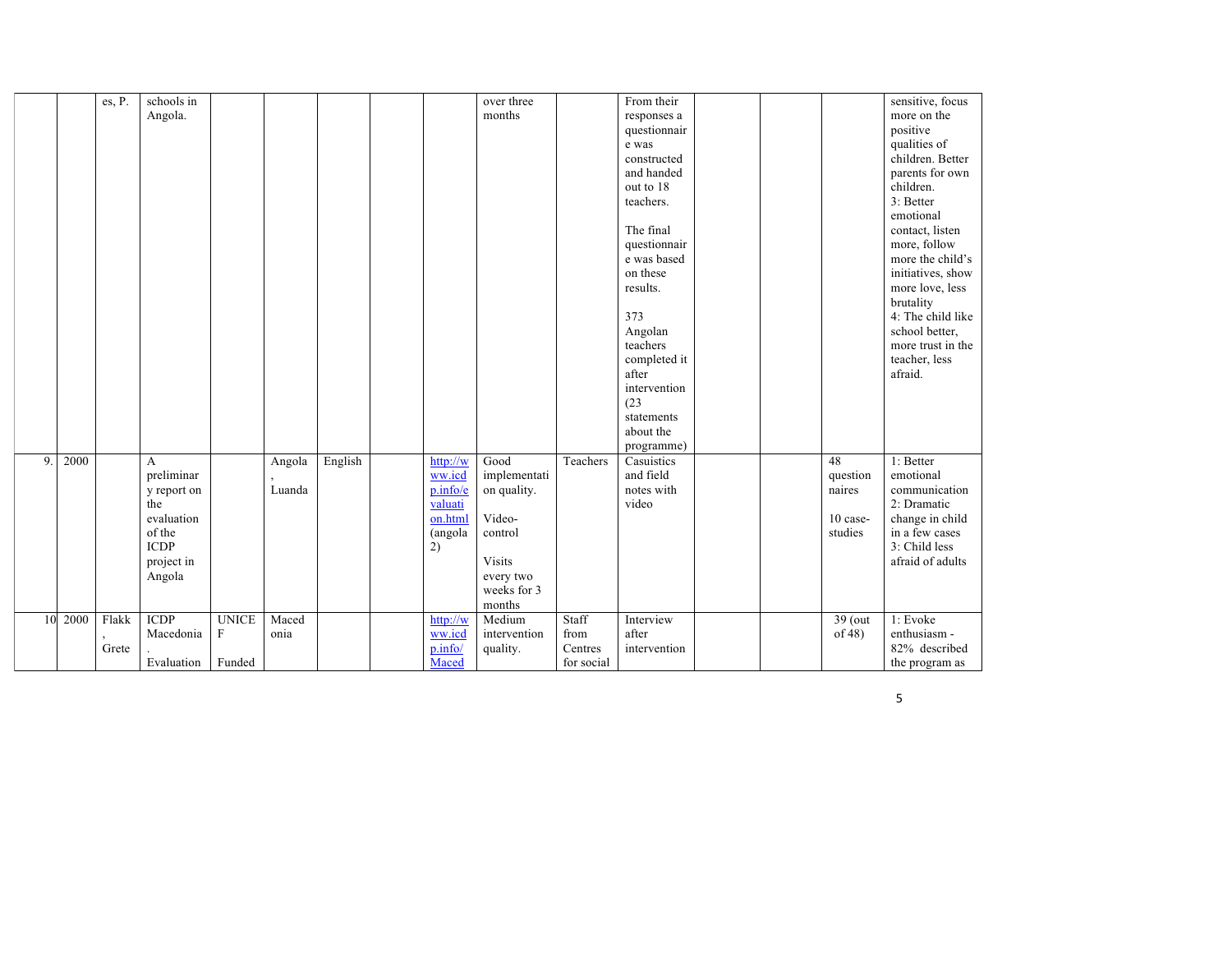|  |  |  |  |  |  |  |  |  |  |  |  |  |  |  |  |
|---|---|---|---|---|---|---|---|---|---|---|---|---|---|---|---|
|  |  | es, P. | schools in Angola. |  |  |  |  |  | over three months |  | From their responses a questionnaire was constructed and handed out to 18 teachers. The final questionnaire was based on these results. 373 Angolan teachers completed it after intervention (23 statements about the programme) |  |  |  | sensitive, focus more on the positive qualities of children. Better parents for own children. 3: Better emotional contact, listen more, follow more the child's initiatives, show more love, less brutality 4: The child like school better, more trust in the teacher, less afraid. |
| 9. | 2000 |  | A preliminary report on the evaluation of the ICDP project in Angola |  | Angola, Luanda | English |  | http://www.icdp.info/evaluation.html (angola 2) | Good implementation quality. Video-control Visits every two weeks for 3 months | Teachers | Casuistics and field notes with video |  |  | 48 questionnaires 10 case-studies | 1: Better emotional communication 2: Dramatic change in child in a few cases 3: Child less afraid of adults |
| 10 | 2000 | Flakk, Grete | ICDP Macedonia. Evaluation | UNICEF Funded | Macedonia |  |  | http://www.icdp.info/Maced | Medium intervention quality. | Staff from Centres for social | Interview after intervention |  |  | 39 (out of 48) | 1: Evoke enthusiasm - 82% described the program as |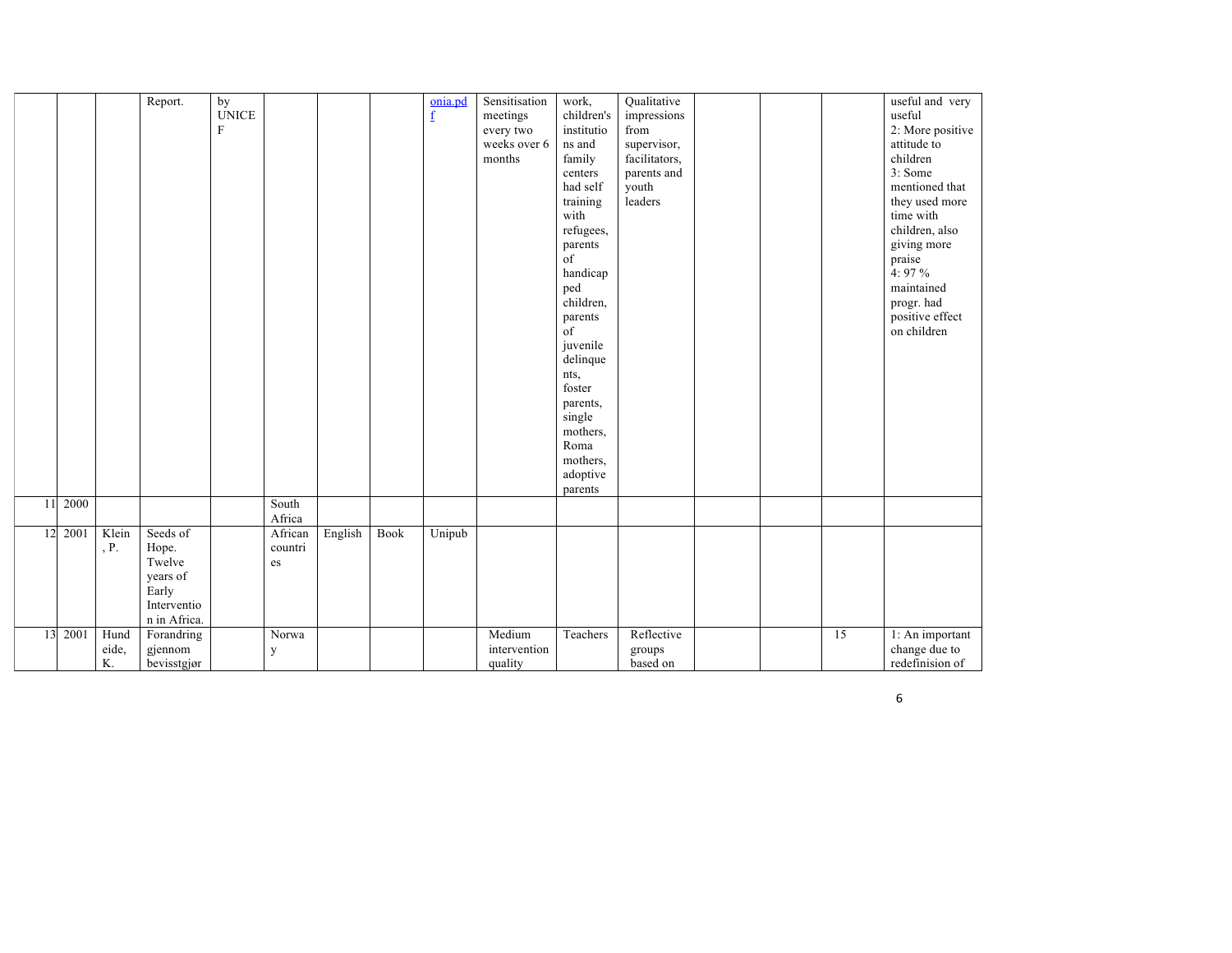| | | | | | | | | | | | | | | | |
|---|---|---|---|---|---|---|---|---|---|---|---|---|---|---|---|
| | | | Report. | by UNICEF | | | | onia.pdf | Sensitisation meetings every two weeks over 6 months | work, children's institutions and family centers had self training with refugees, parents of handicapped children, parents of juvenile delinquents, foster parents, single mothers, Roma mothers, adoptive parents | Qualitative impressions from supervisor, facilitators, parents and youth leaders | | | | useful and very useful 2: More positive attitude to children 3: Some mentioned that they used more time with children, also giving more praise 4: 97 % maintained progr. had positive effect on children |
| 11 | 2000 | | | | South Africa | | | | | | | | | | |
| 12 | 2001 | Klein, P. | Seeds of Hope. Twelve years of Early Intervention in Africa. | | African countries | English | Book | Unipub | | | | | | | |
| 13 | 2001 | Hundeide, K. | Forandring gjennom bevisstgjør | | Norway | | | | Medium intervention quality | Teachers | Reflective groups based on | | | 15 | 1: An important change due to redefinision of |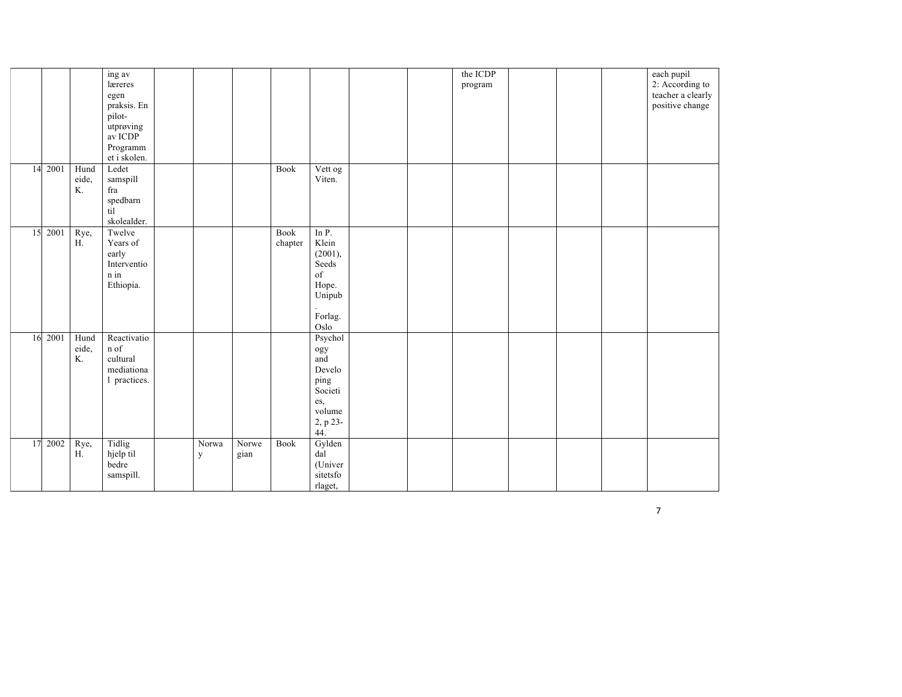| | | | | | | | | | | | | | | | |
|---|---|---|---|---|---|---|---|---|---|---|---|---|---|---|---|
| | | | ing av læreres egen praksis. En pilot-utprøving av ICDP Programmet i skolen. | | | | | | | | the ICDP program | | | | each pupil 2: According to teacher a clearly positive change |
| 14 | 2001 | Hundeide, K. | Ledet samspill fra spedbarn til skolealder. | | | | Book | Vett og Viten. | | | | | | | |
| 15 | 2001 | Rye, H. | Twelve Years of early Intervention in Ethiopia. | | | | Book chapter | In P. Klein (2001), Seeds of Hope. Unipub. Forlag. Oslo | | | | | | | |
| 16 | 2001 | Hundeide, K. | Reactivation of cultural mediational practices. | | | | | Psychology and Developing Societies, volume 2, p 23-44. | | | | | | | |
| 17 | 2002 | Rye, H. | Tidlig hjelp til bedre samspill. | | Norway | Norwegian | Book | Gyldendal (Universitetsforlaget, | | | | | | | |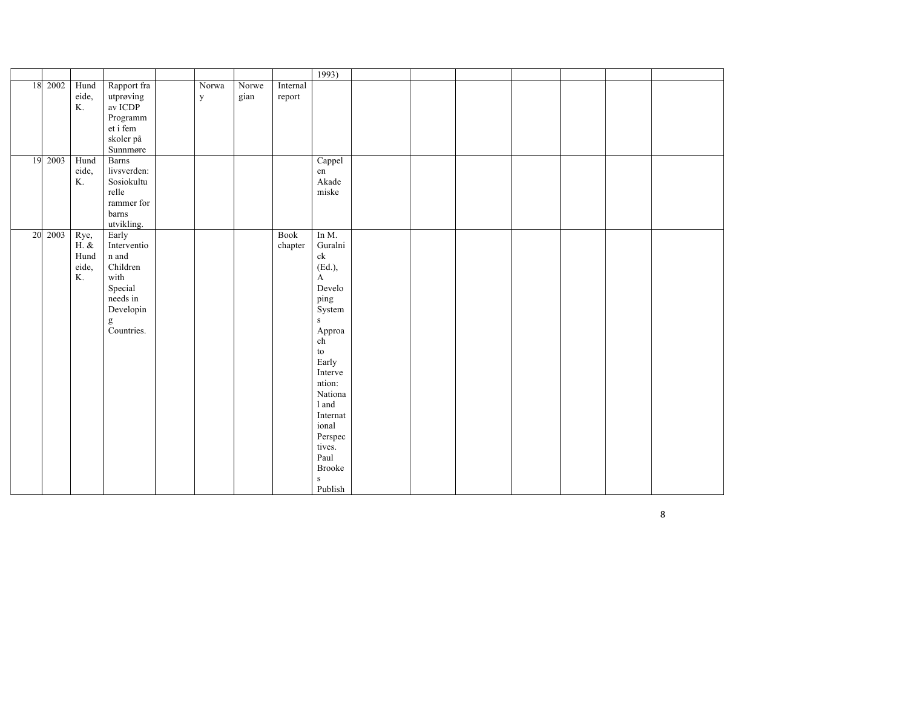| | | | | | | | | | | | | | | | |
|---|---|---|---|---|---|---|---|---|---|---|---|---|---|---|---|
| | | | | | | | | 1993) | | | | | | | |
| 18 | 2002 | Hundeide, K. | Rapport fra utprøving av ICDP Programmet i fem skoler på Sunnmøre | | Norway | Norwegian | Internal report | | | | | | | | |
| 19 | 2003 | Hundeide, K. | Barns livsverden: Sosiokulturelle rammer for barns utvikling. | | | | | Cappelen Akademiske | | | | | | | |
| 20 | 2003 | Rye, H. & Hundeide, K. | Early Intervention and Children with Special needs in Developing Countries. | | | | Book chapter | In M. Guralnick (Ed.), A Developing Systems Approach to Early Intervention: National and International Perspectives. Paul Brookes Publish | | | | | | | |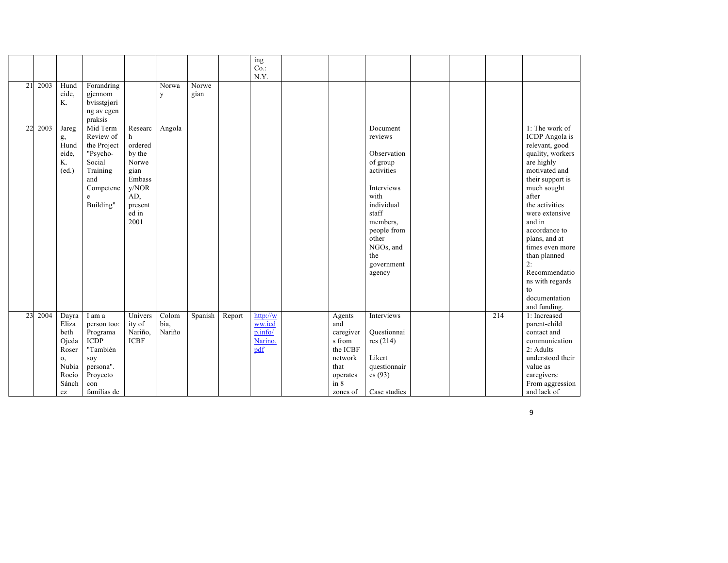| | | | | | | | | | | | | | | | |
|---|---|---|---|---|---|---|---|---|---|---|---|---|---|---|---|
| | | | | | | | | ing Co.: N.Y. | | | | | | | |
| 21 | 2003 | Hundeide, K. | Forandring gjennom bvisstgjøring av egen praksis | | Norway | Norwegian | | | | | | | | | |
| 22 | 2003 | Jareg, Hundeide, K. (ed.) | Mid Term Review of the Project "Psycho-Social Training and Competence Building" | Research ordered by the Norwegian Embassy/NORAD, presented in 2001 | Angola | | | | | | Document reviews<br><br>Observation of group activities<br><br>Interviews with individual staff members, people from other NGOs, and the government agency | | | | 1: The work of ICDP Angola is relevant, good quality, workers are highly motivated and their support is much sought after the activities were extensive and in accordance to plans, and at times even more than planned 2: Recommendations with regards to documentation and funding. |
| 23 | 2004 | Dayra Elizabeth Ojeda Rosero, Nubia Rocío Sánchez | I am a person too: Programa ICDP "También soy persona". Proyecto con familias de | University of Nariño, ICBF | Colombia, Nariño | Spanish | Report | http://www.icdp.info/Narino.pdf | | Agents and caregivers from the ICBF network that operates in 8 zones of | Interviews<br><br>Questionnaires (214)<br><br>Likert questionnaires (93)<br><br>Case studies | | | 214 | 1: Increased parent-child contact and communication 2: Adults understood their value as caregivers: From aggression and lack of |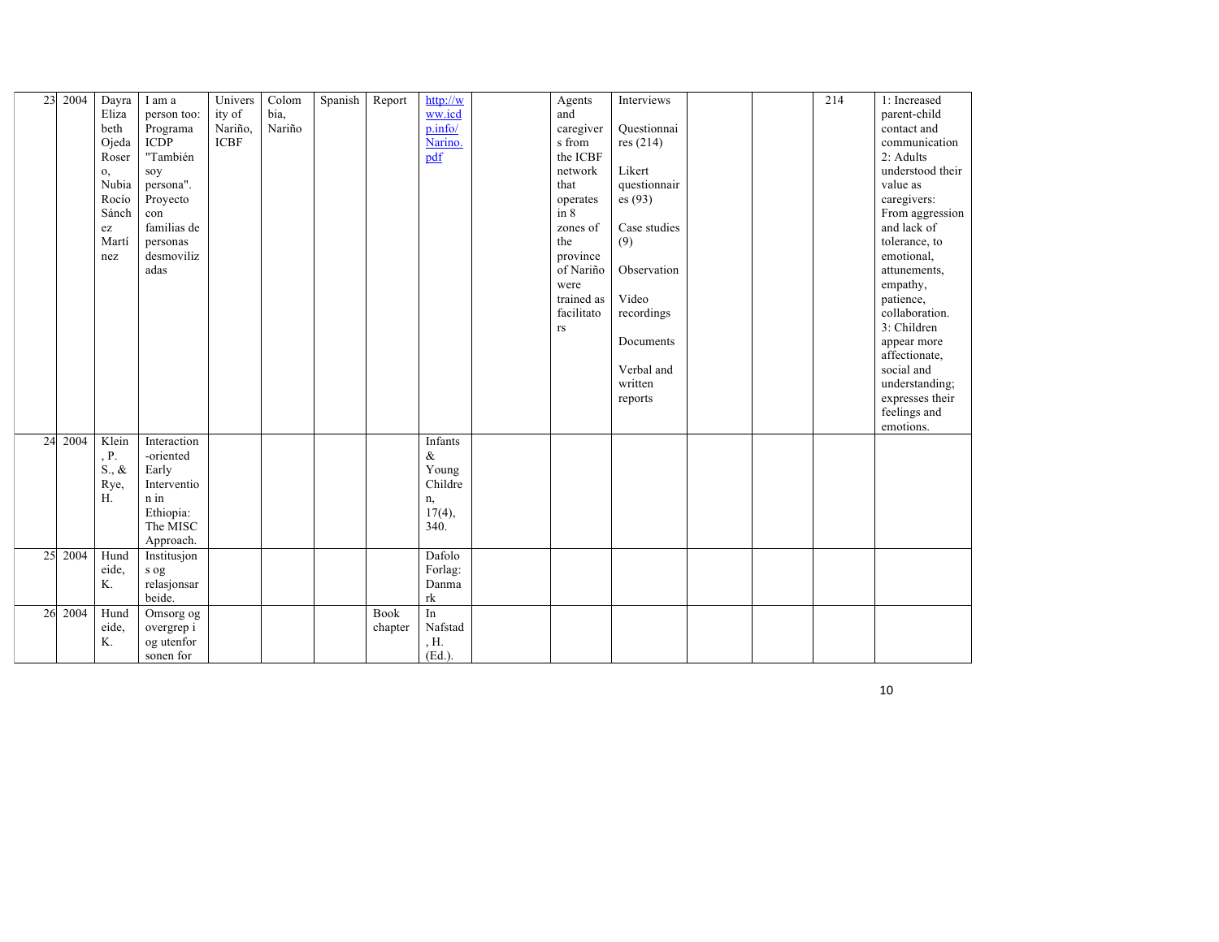| | | | | | | | | | | | | | | | |
|---|---|---|---|---|---|---|---|---|---|---|---|---|---|---|---|
| 23 | 2004 | Dayra Elizabeth Ojeda Rosero, Nubia Rocío Sánchez Martínez | I am a person too: Programa ICDP "También soy persona". Proyecto con familias de personas desmovilizadas | University of Nariño, ICBF | Colombia, Nariño | Spanish | Report | http://www.icdp.info/Narino.pdf | | Agents and caregivers from the ICBF network that operates in 8 zones of the province of Nariño were trained as facilitators | Interviews<br><br>Questionnaires (214)<br><br>Likert questionnaires (93)<br><br>Case studies (9)<br><br>Observation<br><br>Video recordings<br><br>Documents<br><br>Verbal and written reports | | | 214 | 1: Increased parent-child contact and communication<br>2: Adults understood their value as caregivers: From aggression and lack of tolerance, to emotional, attunements, empathy, patience, collaboration.<br>3: Children appear more affectionate, social and understanding; expresses their feelings and emotions. |
| 24 | 2004 | Klein, P. S., & Rye, H. | Interaction-oriented Early Intervention in Ethiopia: The MISC Approach. | | | | | Infants & Young Children, 17(4), 340. | | | | | | | |
| 25 | 2004 | Hundeide, K. | Institusjons og relasjonsarbeide. | | | | | Dafolo Forlag: Danmark | | | | | | | |
| 26 | 2004 | Hundeide, K. | Omsorg og overgrep i og utenfor sonen for | | | | Book chapter | In Nafstad, H. (Ed.). | | | | | | | |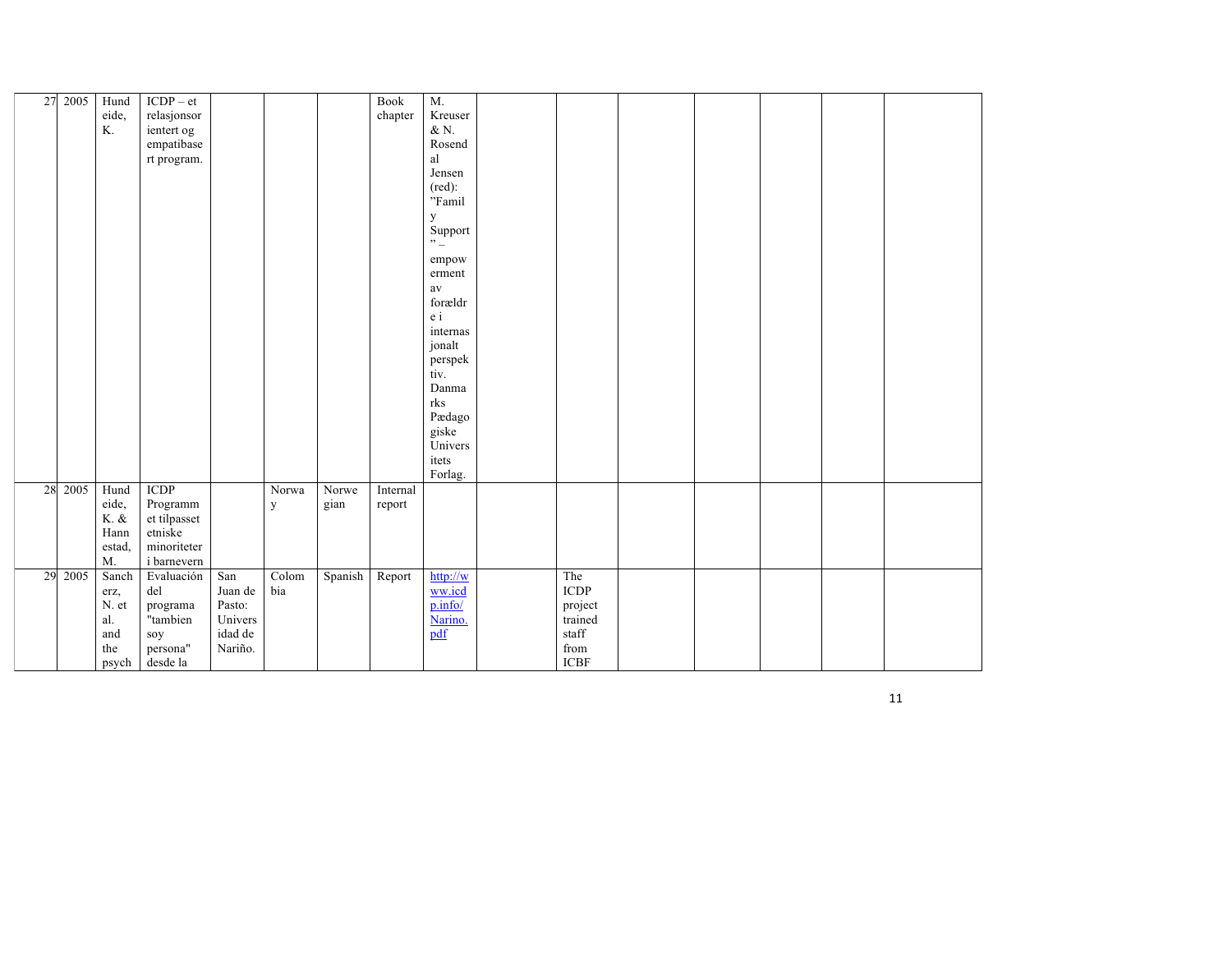| 27 | 2005 | Hundeide, K. | ICDP – et relasjonsorientert og empatibasert program. | | | | Book chapter | M. Kreuser & N. Rosendal Jensen (red): "Family Support" – empowerment av forældre i internasjonalt perspektiv. Danmarks Pædagogiske Universitets Forlag. | | | | | | | |
|---|---|---|---|---|---|---|---|---|---|---|---|---|---|---|---|
| 28 | 2005 | Hundeide, K. & Hannestad, M. | ICDP Programmet tilpasset etniske minoriteter i barnevern | | Norway | Norwegian | Internal report | | | | | | | | |
| 29 | 2005 | Sancherz, N. et al. and the psych | Evaluación del programa "tambien soy persona" desde la | San Juan de Pasto: Universidad de Nariño. | Colombia | Spanish | Report | http://www.icdp.info/Narino.pdf | | The ICDP project trained staff from ICBF | | | | | |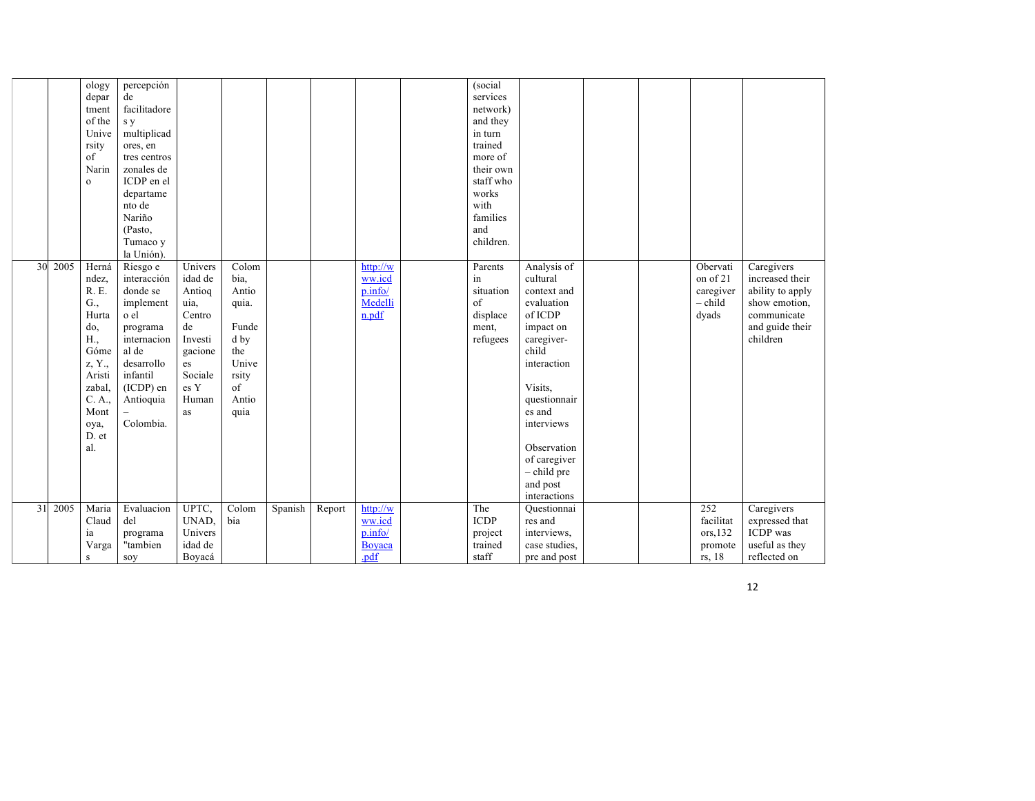| | | | | | | | | | | | | | | |
|---|---|---|---|---|---|---|---|---|---|---|---|---|---|---|
| | | ology department of the University of Narino | percepción de facilitadores y multiplicadores, en tres centros zonales de ICDP en el departamento de Nariño (Pasto, Tumaco y la Unión). | | | | | | | (social services network) and they in turn trained more of their own staff who works with families and children. | | | | | |
| 30 | 2005 | Hernández, R. E. G., Hurtado, H., Gómez, Y., Aristizabal, C. A., Montoya, D. et al. | Riesgo e interacción donde se implemento el programa internacional de desarrollo infantil (ICDP) en Antioquia – Colombia. | Universidad de Antioquia, Centro de Investigaciones Sociales Y Humanas | Colombia, Antioquia. Funded by the University of Antioquia | | | http://www.icdp.info/Medellin.pdf | | Parents in situation of displacement, refugees | Analysis of cultural context and evaluation of ICDP impact on caregiver-child interaction<br><br>Visits, questionnaires and interviews<br><br>Observation of caregiver – child pre and post interactions | | | Obervation of 21 caregiver – child dyads | Caregivers increased their ability to apply show emotion, communicate and guide their children |
| 31 | 2005 | Maria Claudia Vargas | Evaluacion del programa "tambien soy | UPTC, UNAD, Universidad de Boyacá | Colombia | Spanish | Report | http://www.icdp.info/Boyaca.pdf | | The ICDP project trained staff | Questionnaires and interviews, case studies, pre and post | | | 252 facilitators,132 promoters, 18 | Caregivers expressed that ICDP was useful as they reflected on |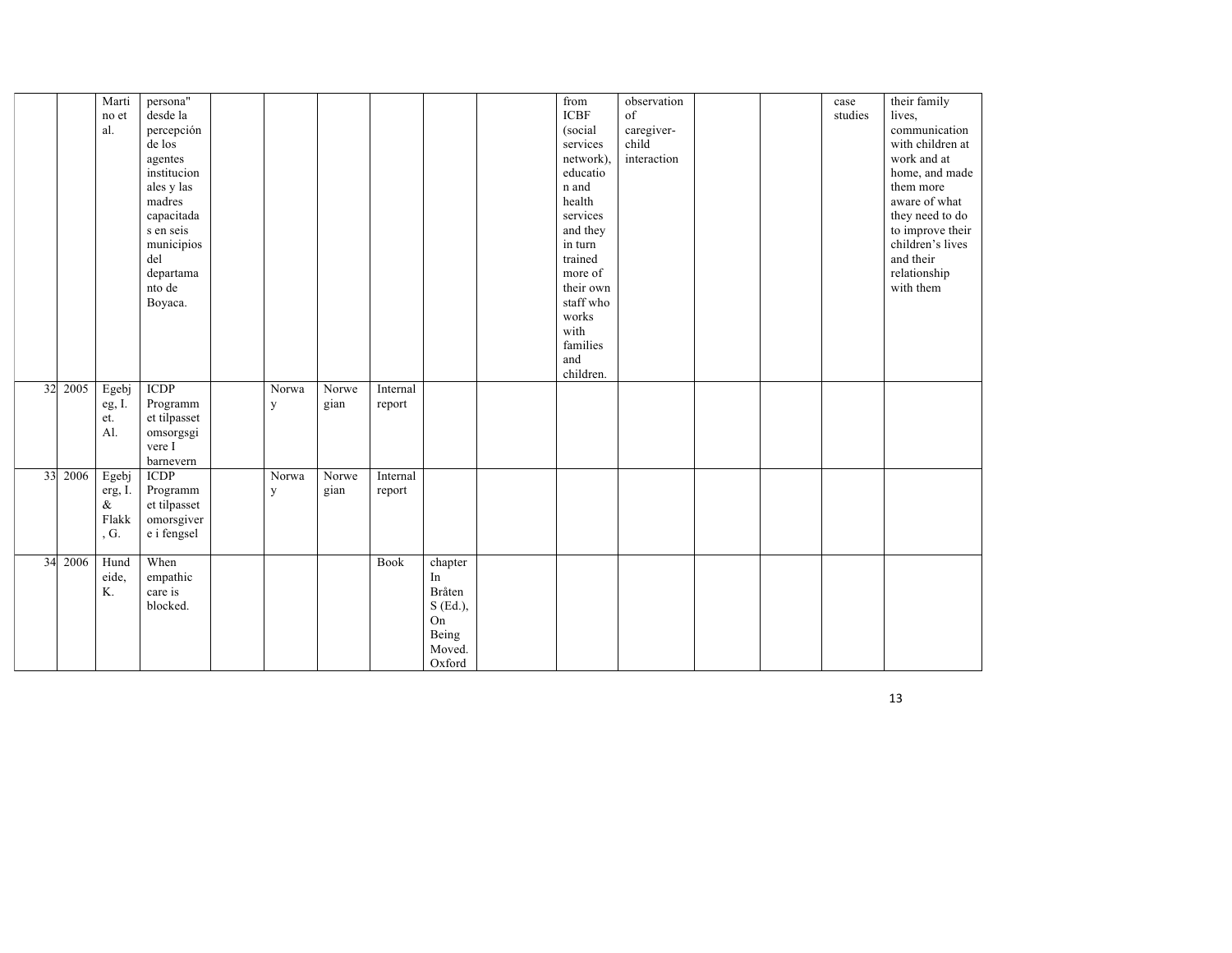| | | | | | | | | | | | | | | | |
|---|---|---|---|---|---|---|---|---|---|---|---|---|---|---|---|
| | | Martino et al. | persona" desde la percepción de los agentes institucionales y las madres capacitadas en seis municipios del departamento de Boyaca. | | | | | | | from ICBF (social services network), education and health services and they in turn trained more of their own staff who works with families and children. | observation of caregiver-child interaction | | | case studies | their family lives, communication with children at work and at home, and made them more aware of what they need to do to improve their children's lives and their relationship with them |
| 32 | 2005 | Egebjeg, I. et. Al. | ICDP Programmet tilpasset omsorgsgivere I barnevern | | Norway | Norwegian | Internal report | | | | | | | | |
| 33 | 2006 | Egebjerg, I. & Flakk, G. | ICDP Programmet tilpasset omorsgivere i fengsel | | Norway | Norwegian | Internal report | | | | | | | | |
| 34 | 2006 | Hundeide, K. | When empathic care is blocked. | | | | Book | chapter In Bråten S (Ed.), On Being Moved. Oxford | | | | | | | |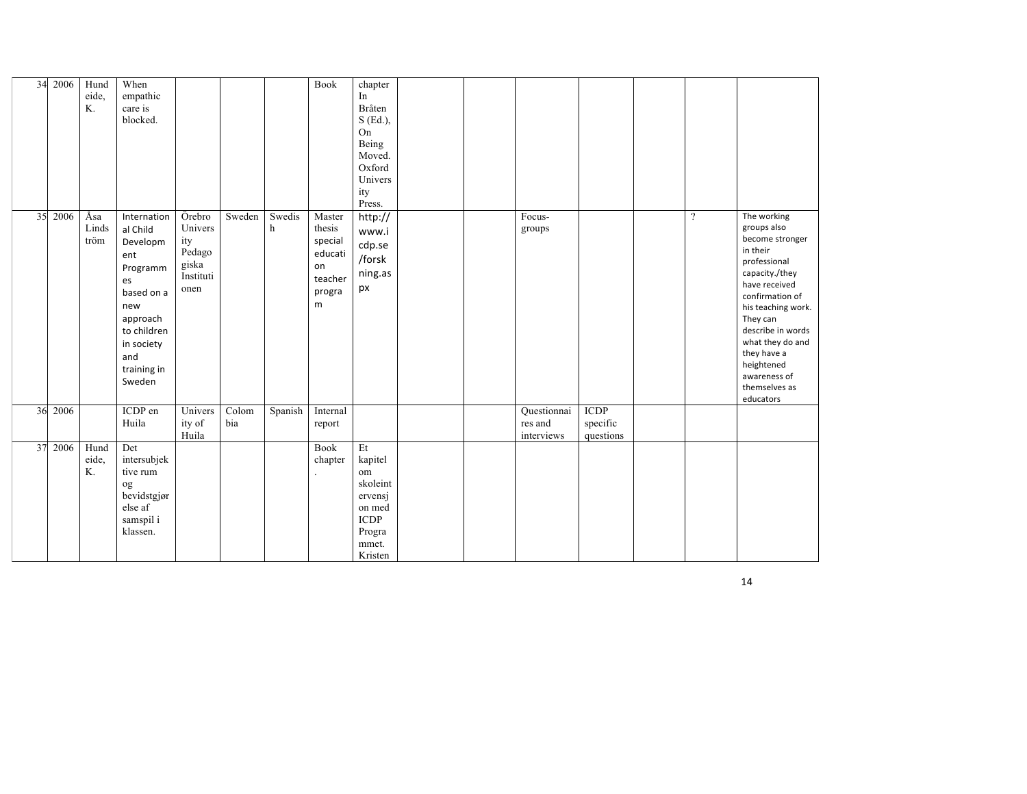| | | | | | | | | | | | | | | | |
|---|---|---|---|---|---|---|---|---|---|---|---|---|---|---|---|
| 34 | 2006 | Hundeide, K. | When empathic care is blocked. | | | | Book | chapter In Bråten S (Ed.), On Being Moved. Oxford University Press. | | | | | | | |
| 35 | 2006 | Åsa Lindström | International Child Development Programmes based on a new approach to children in society and training in Sweden | Örebro University Pedagogiska Institutionen | Sweden | Swedish | Master thesis special education teacher program | http://www.icdp.se/forskning.aspx | | | Focus-groups | | | ? | The working groups also become stronger in their professional capacity./they have received confirmation of his teaching work. They can describe in words what they do and they have a heightened awareness of themselves as educators |
| 36 | 2006 | | ICDP en Huila | University of Huila | Colombia | Spanish | Internal report | | | | Questionnaires and interviews | ICDP specific questions | | | |
| 37 | 2006 | Hundeide, K. | Det intersubjektive rum og bevidstgjørelse af samspil i klassen. | | | | Book chapter. | Et kapitel om skoleintervensjon med ICDP Programmet. Kristen | | | | | | | |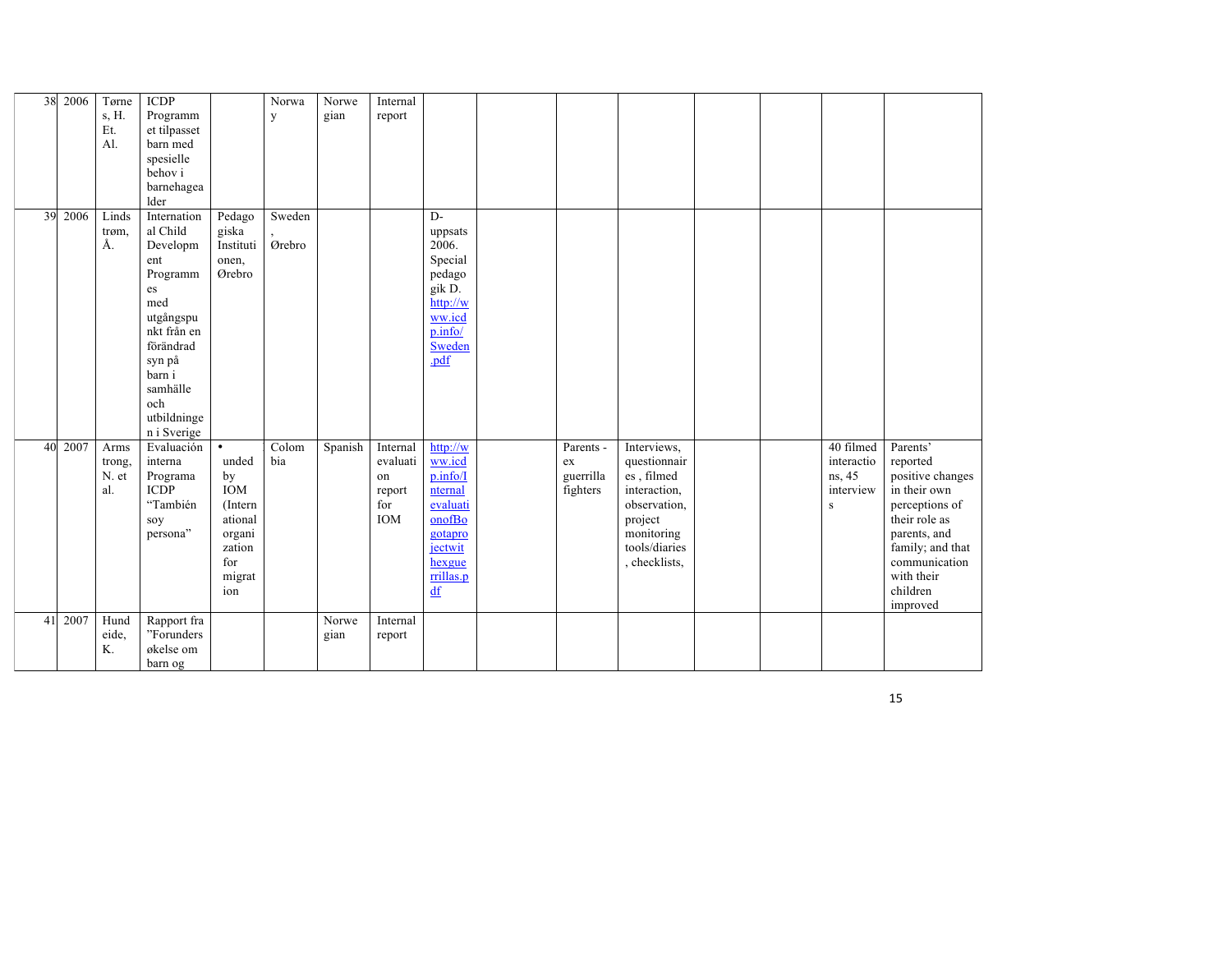| 38 | 2006 | Tørnes, H. Et. Al. | ICDP Programmet tilpasset barn med spesielle behov i barnehagealder | | Norway | Norwegian | Internal report | | | | | | | | |
|---|---|---|---|---|---|---|---|---|---|---|---|---|---|---|---|
| 39 | 2006 | Lindstrøm, Å. | International Child Development Programmes med utgångspunkt från en förändrad syn på barn i samhälle och utbildningen i Sverige | Pedagogiska Institutionen, Ørebro | Sweden, Ørebro | | | D-uppsats 2006. Specialpedagogik D. http://www.icdp.info/Sweden.pdf | | | | | | | |
| 40 | 2007 | Armstrong, N. et al. | Evaluación interna Programa ICDP "También soy persona" | • unded by IOM (International organization for migration | Colombia | Spanish | Internal evaluation report for IOM | http://www.icdp.info/InternalevaluationofBogotaprojectwithexguerrillas.pdf | | Parents - ex guerrilla fighters | Interviews, questionnaires , filmed interaction, observation, project monitoring tools/diaries , checklists, | | | 40 filmed interactions, 45 interviews | Parents' reported positive changes in their own perceptions of their role as parents, and family; and that communication with their children improved |
| 41 | 2007 | Hundeide, K. | Rapport fra "Forundersøkelse om barn og | | | Norwegian | Internal report | | | | | | | | |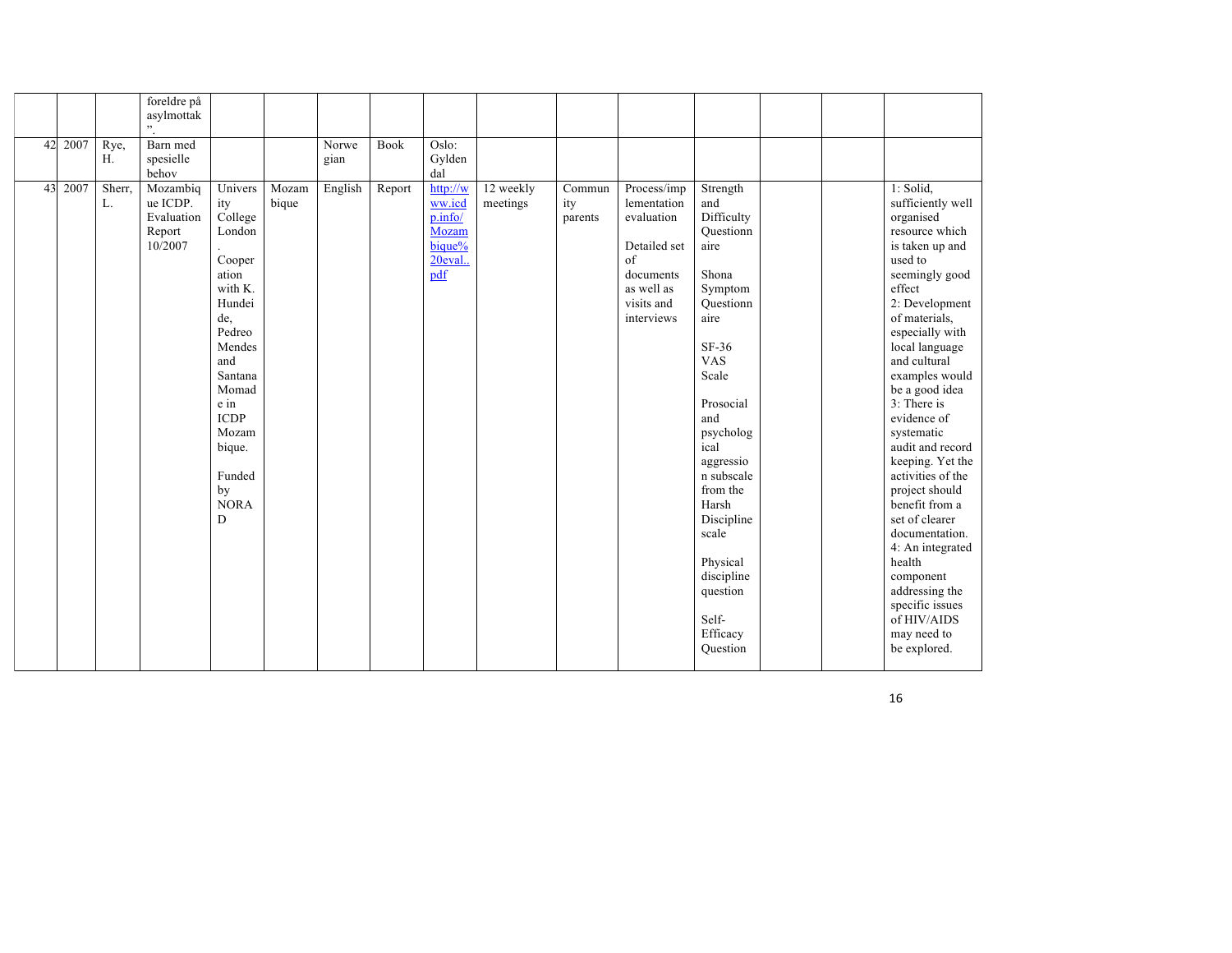|  |  |  |  |  |  |  |  |  |  |  |  |  |  |  |  |
|---|---|---|---|---|---|---|---|---|---|---|---|---|---|---|---|
|  |  |  | foreldre på asylmottak ". |  |  |  |  |  |  |  |  |  |  |  |  |
| 42 | 2007 | Rye, H. | Barn med spesielle behov |  |  | Norwegian | Book | Oslo: Gyldendal |  |  |  |  |  |  |  |
| 43 | 2007 | Sherr, L. | Mozambique ICDP. Evaluation Report 10/2007 | University College London. Cooperation with K. Hundeide, Pedreo Mendes and Santana Momade in ICDP Mozambique. Funded by NORAD | Mozambique | English | Report | http://www.icdp.info/Mozambique%20eval..pdf | 12 weekly meetings | Community parents | Process/implementation evaluation<br><br>Detailed set of documents as well as visits and interviews | Strength and Difficulty Questionnaire<br><br>Shona Symptom Questionnaire<br><br>SF-36 VAS Scale<br><br>Prosocial and psychological aggression subscale from the Harsh Discipline scale<br><br>Physical discipline question<br><br>Self-Efficacy Question |  |  | 1: Solid, sufficiently well organised resource which is taken up and used to seemingly good effect<br>2: Development of materials, especially with local language and cultural examples would be a good idea<br>3: There is evidence of systematic audit and record keeping. Yet the activities of the project should benefit from a set of clearer documentation.<br>4: An integrated health component addressing the specific issues of HIV/AIDS may need to be explored. |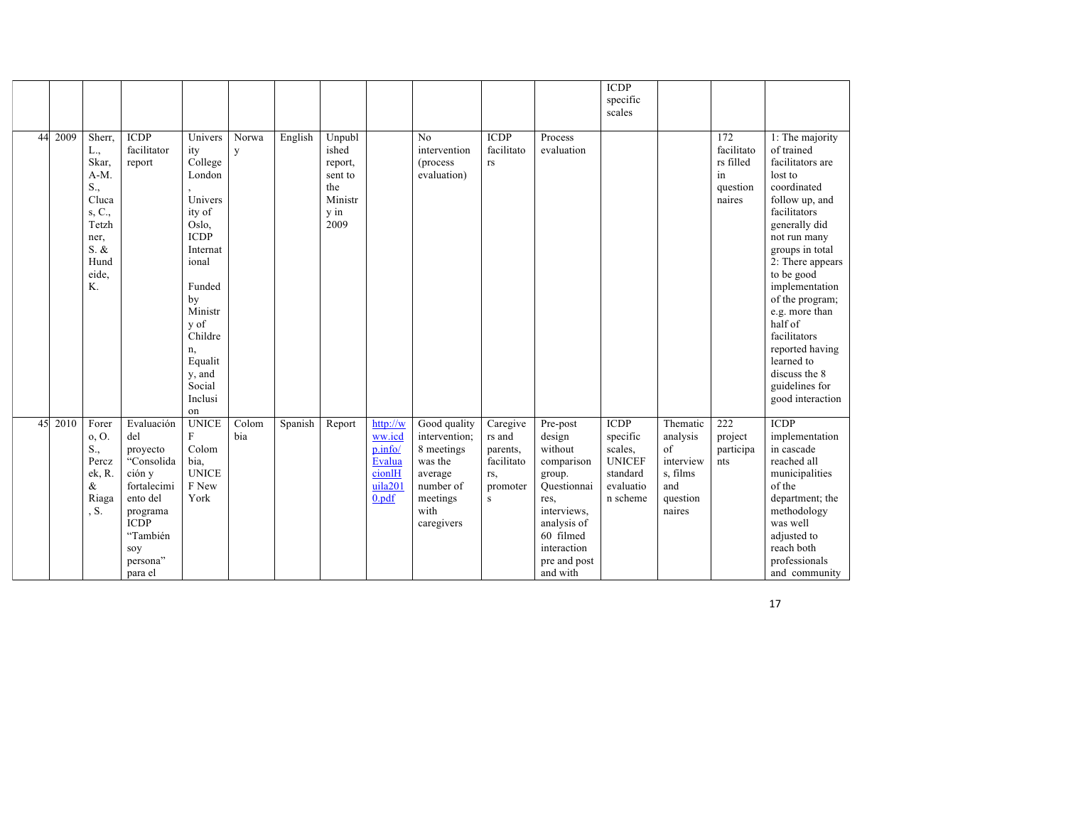| | | | | | | | | | | | | | | | |
|---|---|---|---|---|---|---|---|---|---|---|---|---|---|---|---|
| | | | | | | | | | | | | ICDP specific scales | | | |
| 44 | 2009 | Sherr, L., Skar, A-M. S., Cluca s, C., Tetzh ner, S. & Hund eide, K. | ICDP facilitator report | University College London, University of Oslo, ICDP International Funded by Ministry of Children, Equality, and Social Inclusion | Norway | English | Unpublished report, sent to the Ministry in 2009 | | No intervention (process evaluation) | ICDP facilitators | Process evaluation | | | 172 facilitators filled in questionnaires | 1: The majority of trained facilitators are lost to coordinated follow up, and facilitators generally did not run many groups in total 2: There appears to be good implementation of the program; e.g. more than half of facilitators reported having learned to discuss the 8 guidelines for good interaction |
| 45 | 2010 | Forero, O. S., Perczek, R. & Riaga, S. | Evaluación del proyecto "Consolidación y fortalecimiento del programa ICDP "También soy persona" para el | UNICEF Colombia, UNICEF New York | Colombia | Spanish | Report | http://www.icdp.info/EvaluacionlHuila2010.pdf | Good quality intervention; 8 meetings was the average number of meetings with caregivers | Caregivers and parents, facilitators, promoters | Pre-post design without comparison group. Questionnaires, interviews, analysis of 60 filmed interaction pre and post and with | ICDP specific scales, UNICEF standard evaluation scheme | Thematic analysis of interviews, films and questionnaires | 222 project participants | ICDP implementation in cascade reached all municipalities of the department; the methodology was well adjusted to reach both professionals and community |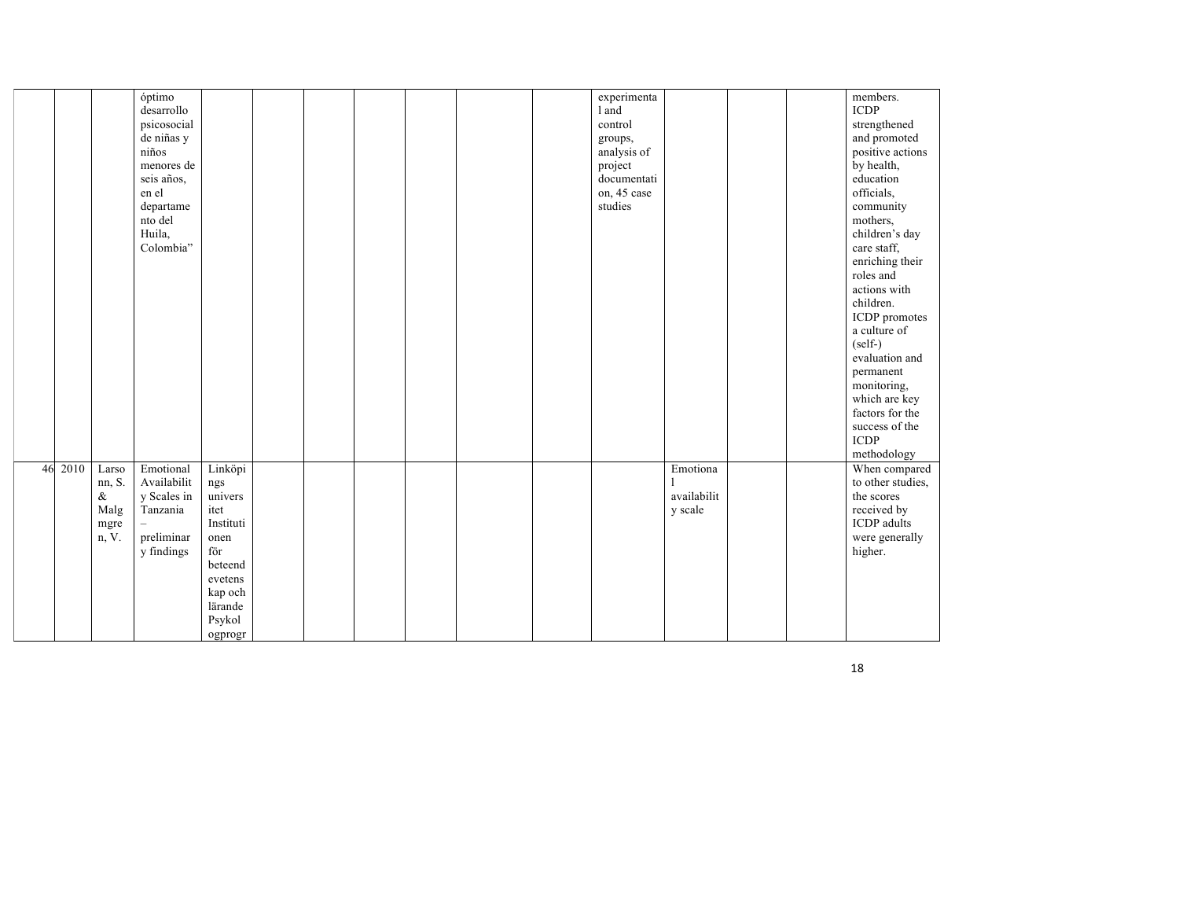| | | | | | | | | | | | | | | |
|---|---|---|---|---|---|---|---|---|---|---|---|---|---|---|
| | | | óptimo desarrollo psicosocial de niñas y niños menores de seis años, en el departamento del Huila, Colombia" | | | | | | | | experimental and control groups, analysis of project documentation, 45 case studies | | | | members. ICDP strengthened and promoted positive actions by health, education officials, community mothers, children's day care staff, enriching their roles and actions with children. ICDP promotes a culture of (self-) evaluation and permanent monitoring, which are key factors for the success of the ICDP methodology |
| 46 | 2010 | Larsonn, S. & Malgmgren, V. | Emotional Availability Scales in Tanzania – preliminary findings | Linköpings universitet Institutionen för beteendevetenskap och lärande Psykologprogr | | | | | | | | Emotional availability scale | | | When compared to other studies, the scores received by ICDP adults were generally higher. |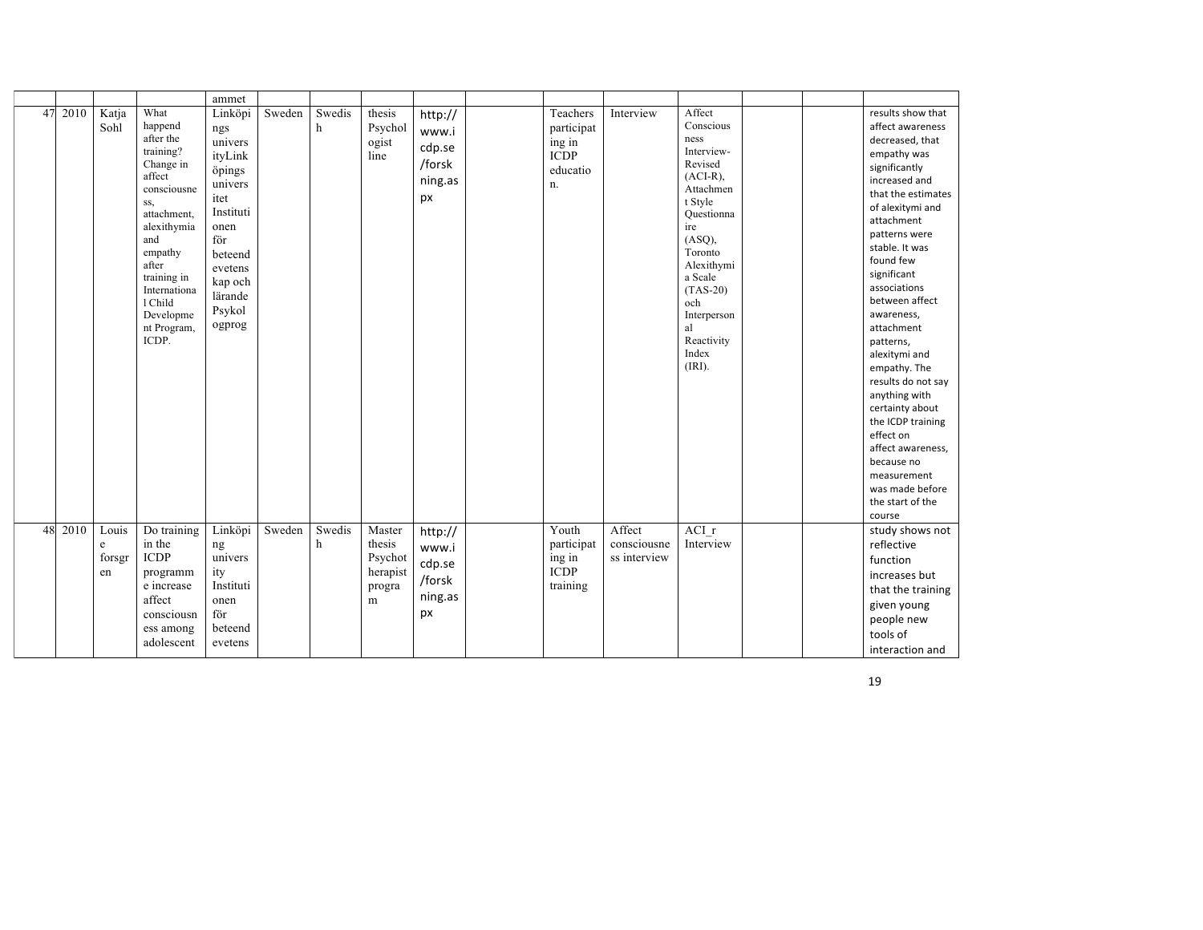|  |  |  |  | ammet |  |  |  |  |  |  |  |  |  |  |  |
|---|---|---|---|---|---|---|---|---|---|---|---|---|---|---|---|
| 47 | 2010 | Katja Sohl | What happend after the training? Change in affect consciousness, attachment, alexithymia and empathy after training in International Child Development Program, ICDP. | Linköpings universityLinköpings universitet Institutionen för beteendevetenskap och lärande Psykologprog | Sweden | Swedish | thesis Psychologist line | http://www.icdp.se/forskning.aspx |  | Teachers participating in ICDP education. | Interview | Affect Consciousness Interview-Revised (ACI-R), Attachment Style Questionnaire (ASQ), Toronto Alexithymia Scale (TAS-20) och Interpersonal Reactivity Index (IRI). |  |  | results show that affect awareness decreased, that empathy was significantly increased and that the estimates of alexitymi and attachment patterns were stable. It was found few significant associations between affect awareness, attachment patterns, alexitymi and empathy. The results do not say anything with certainty about the ICDP training effect on affect awareness, because no measurement was made before the start of the course |
| 48 | 2010 | Louise forsgren | Do training in the ICDP programme increase affect consciousness among adolescent | Linköping university Institutionen för beteendevetens | Sweden | Swedish | Master thesis Psychotherapist program | http://www.icdp.se/forskning.aspx |  | Youth participating in ICDP training | Affect consciousness interview | ACI_r Interview |  |  | study shows not reflective function increases but that the training given young people new tools of interaction and |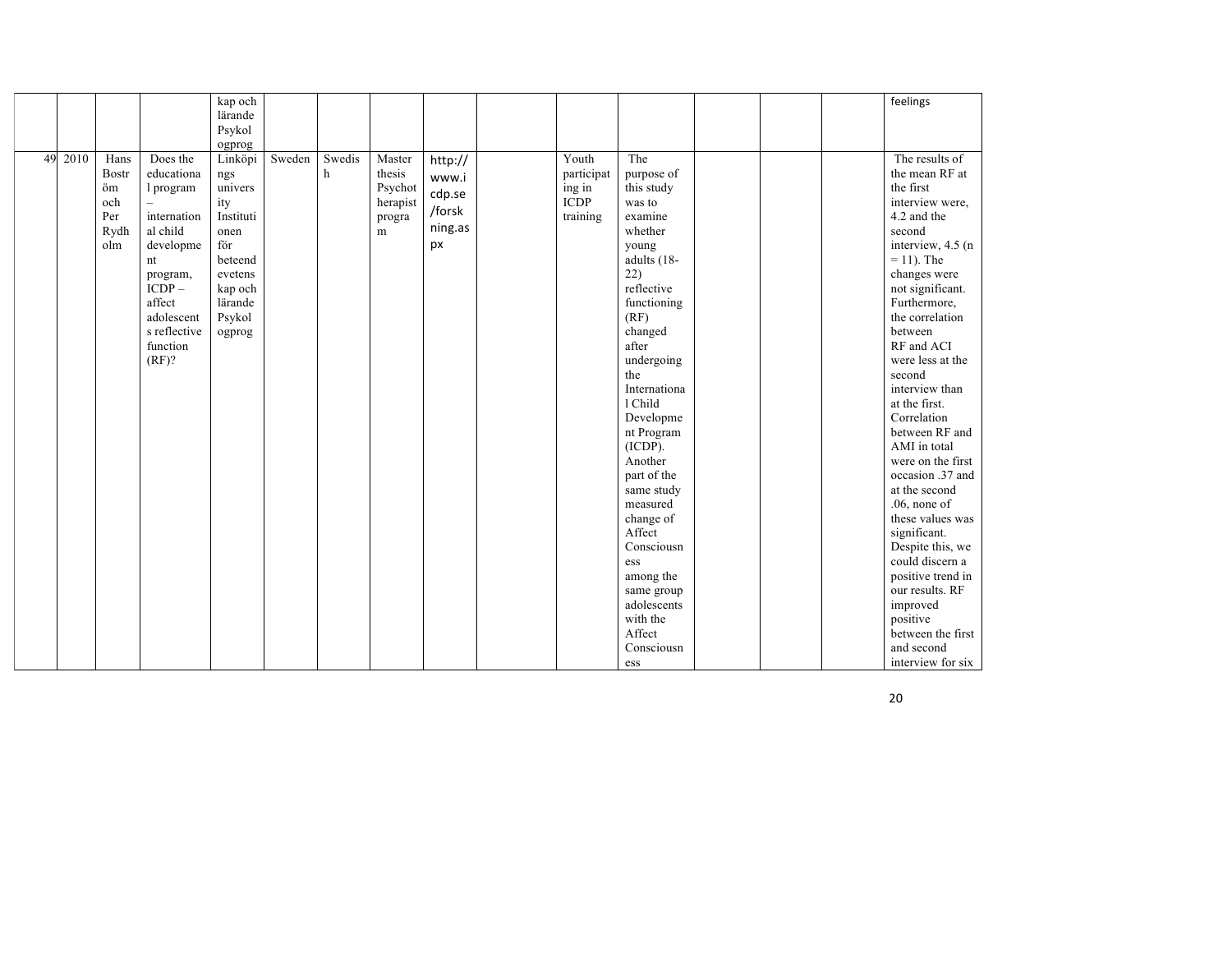| | | | | | | | | | | | | | | | |
|---|---|---|---|---|---|---|---|---|---|---|---|---|---|---|---|
| | | | | kap och lärande Psykologprog | | | | | | | | | | | feelings |
| 49 | 2010 | Hans Boström och Per Rydholm | Does the educational program – international child development program, ICDP – affect adolescents reflective function (RF)? | Linköpings university Institutionen för beteendevetenskap och lärande Psykologprog | Sweden | Swedish | Master thesis Psychotherapist program | http://www.icdp.se/forskning.aspx | | Youth participating in ICDP training | The purpose of this study was to examine whether young adults (18-22) reflective functioning (RF) changed after undergoing the International Child Development Program (ICDP). Another part of the same study measured change of Affect Consciousness among the same group adolescents with the Affect Consciousness | | | | The results of the mean RF at the first interview were, 4.2 and the second interview, 4.5 (n = 11). The changes were not significant. Furthermore, the correlation between RF and ACI were less at the second interview than at the first. Correlation between RF and AMI in total were on the first occasion .37 and at the second .06, none of these values was significant. Despite this, we could discern a positive trend in our results. RF improved positive between the first and second interview for six |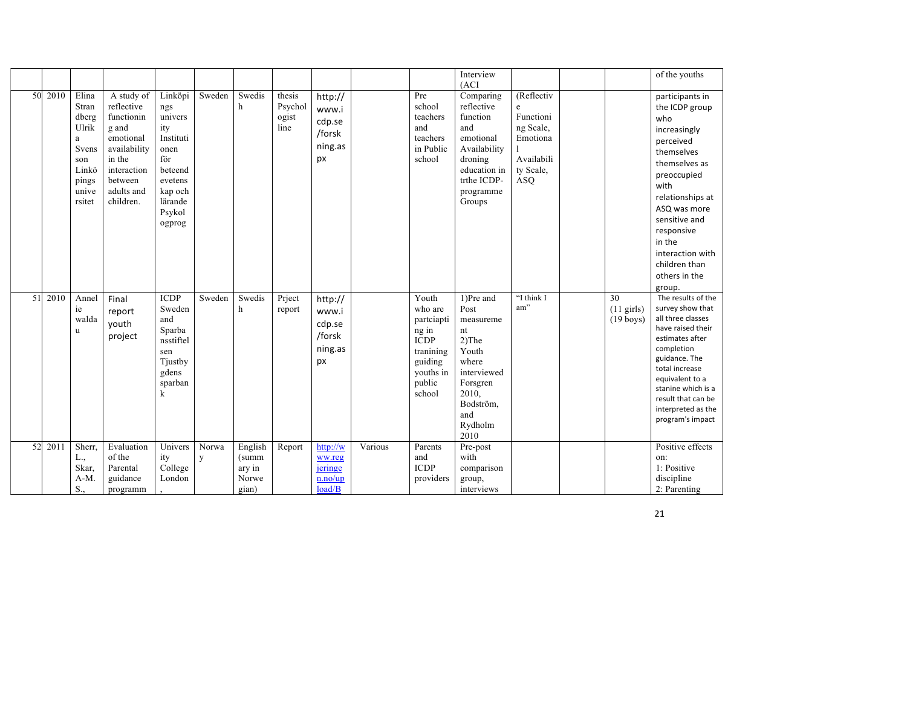|  |  |  |  |  |  |  |  |  |  |  | Interview (ACI |  |  |  | of the youths |
|---|---|---|---|---|---|---|---|---|---|---|---|---|---|---|---|
| 50 | 2010 | Elina Strandberg Ulrika Svensson Linköpings universitet | A study of reflective functioning and emotional availability in the interaction between adults and children. | Linköpings university Institutionen för beteendevetenskap och lärande Psykologprog | Sweden | Swedish | thesis Psychologist line | http://www.icdp.se/forskning.aspx |  | Pre school teachers and teachers in Public school | Comparing reflective function and emotional Availability droning education in trthe ICDP-programme Groups | (Reflective Functioning Scale, Emotional Availability Scale, ASQ |  |  | participants in the ICDP group who increasingly perceived themselves themselves as preoccupied with relationships at ASQ was more sensitive and responsive in the interaction with children than others in the group. |
| 51 | 2010 | Annelie waldau | Final report youth project | ICDP Sweden and Sparbanksstiftelsen Tjustbygdens sparbank | Sweden | Swedish | Prject report | http://www.icdp.se/forskning.aspx |  | Youth who are partciapting in ICDP tranining guiding youths in public school | 1)Pre and Post measurement 2)The Youth where interviewed Forsgren 2010, Bodström, and Rydholm 2010 | "I think I am" |  | 30 (11 girls) (19 boys) | The results of the survey show that all three classes have raised their estimates after completion guidance. The total increase equivalent to a stanine which is a result that can be interpreted as the program's impact |
| 52 | 2011 | Sherr, L., Skar, A-M. S., | Evaluation of the Parental guidance programm | University College London , | Norway | English (summary in Norwegian) | Report | http://www.regjeringen.no/upload/B | Various | Parents and ICDP providers | Pre-post with comparison group, interviews |  |  |  | Positive effects on: 1: Positive discipline 2: Parenting |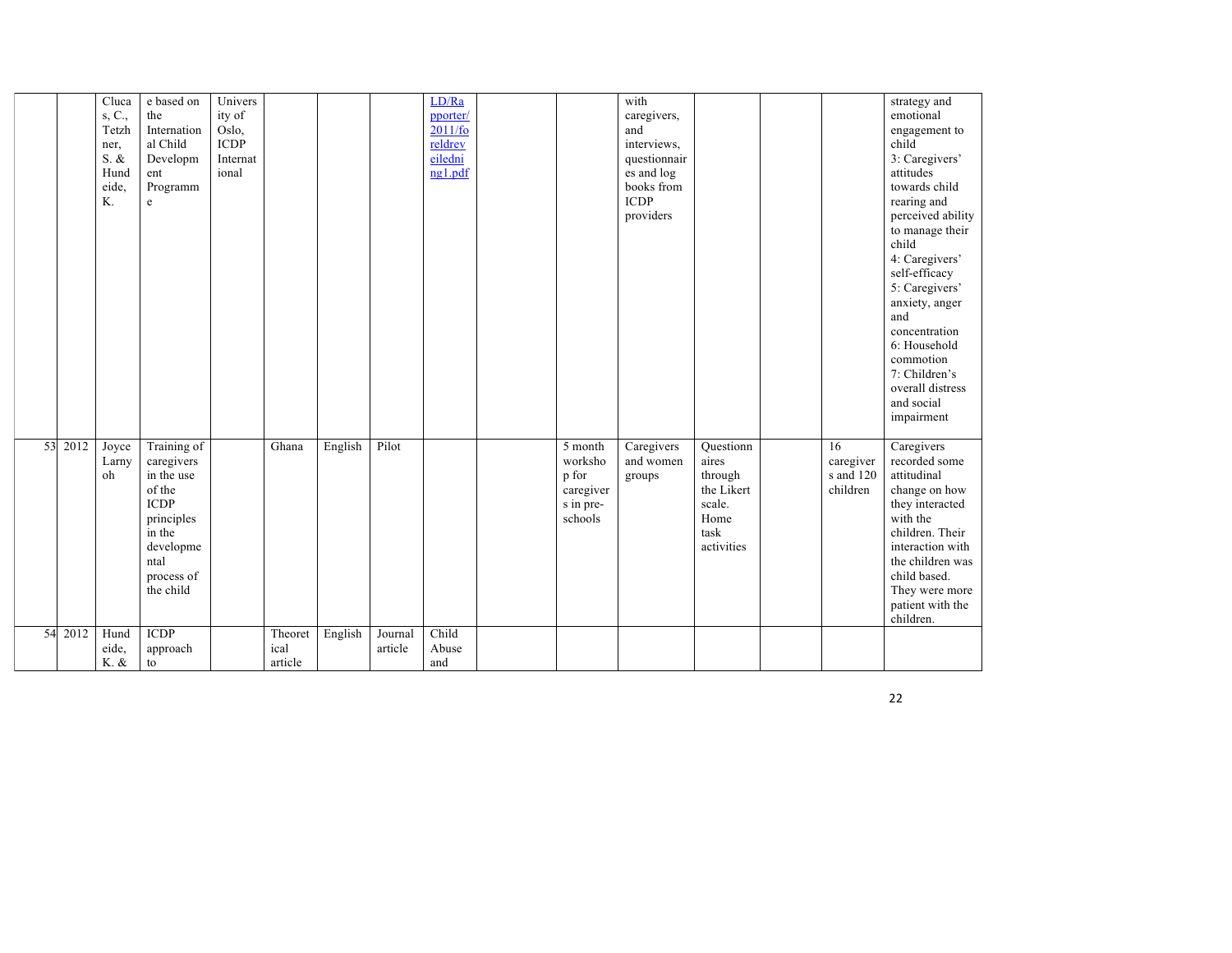| | | | | | | | | | | | | | | | |
|---|---|---|---|---|---|---|---|---|---|---|---|---|---|---|---|
| | | Clucas, C., Tetzhner, S. & Hundeide, K. | e based on the International Child Development Programme | University of Oslo, ICDP International | | | | LD/Rapporter/2011/foreldreveiledning1.pdf | | | with caregivers, and interviews, questionnaires and log books from ICDP providers | | | | strategy and emotional engagement to child 3: Caregivers' attitudes towards child rearing and perceived ability to manage their child 4: Caregivers' self-efficacy 5: Caregivers' anxiety, anger and concentration 6: Household commotion 7: Children's overall distress and social impairment |
| 53 | 2012 | Joyce Larnyoh | Training of caregivers in the use of the ICDP principles in the developmental process of the child | | Ghana | English | Pilot | | | 5 month workshop for caregivers in pre-schools | Caregivers and women groups | Questionnaires through the Likert scale. Home task activities | | 16 caregivers and 120 children | Caregivers recorded some attitudinal change on how they interacted with the children. Their interaction with the children was child based. They were more patient with the children. |
| 54 | 2012 | Hundeide, K. & | ICDP approach to | | Theoretical article | English | Journal article | Child Abuse and | | | | | | | |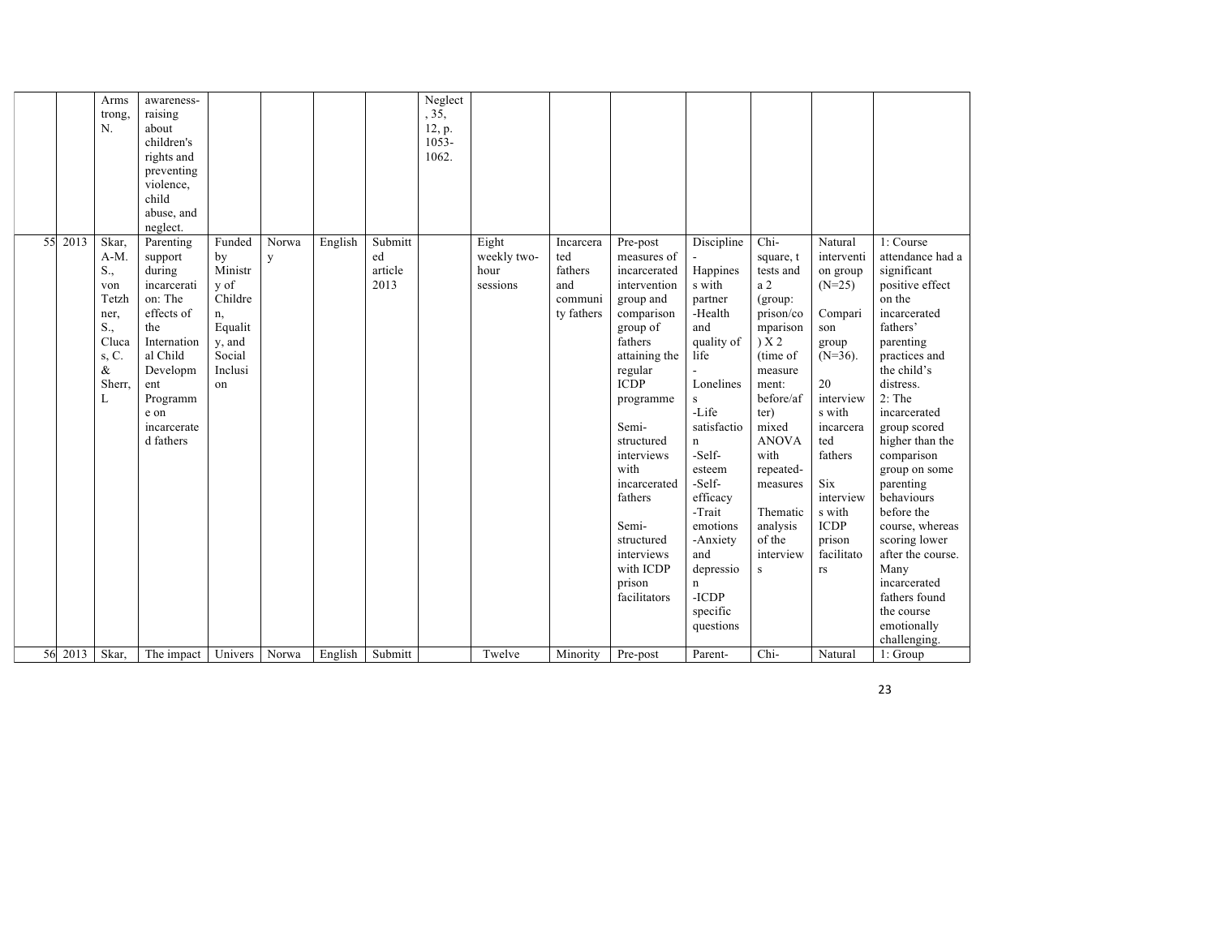|  |  |  |  |  |  |  |  |  |  |  |  |  |  |  |
|---|---|---|---|---|---|---|---|---|---|---|---|---|---|---|
|  |  | Armstrong, N. | awareness-raising about children's rights and preventing violence, child abuse, and neglect. |  |  |  |  | Neglect, 35, 12, p. 1053-1062. |  |  |  |  |  |  |
| 55 | 2013 | Skar, A-M. S., von Tetzhner, S., Clucas, C. & Sherr, L | Parenting support during incarceration: The effects of the International Child Development Programme on incarcerated fathers | Funded by Ministry of Children, Equality, and Social Inclusion | Norway | English | Submitted article 2013 |  | Eight weekly two-hour sessions | Incarcerated fathers and community fathers | Pre-post measures of incarcerated intervention group and comparison group of fathers attaining the regular ICDP programme<br><br>Semi-structured interviews with incarcerated fathers<br><br>Semi-structured interviews with ICDP prison facilitators | Discipline<br>-<br>Happiness with partner<br>-Health and quality of life<br>-<br>Loneliness<br>-Life satisfaction<br>-Self-esteem<br>-Self-efficacy<br>-Trait emotions<br>-Anxiety and depression<br>-ICDP specific questions | Chi-square, t tests and a 2 (group: prison/comparison) X 2 (time of measurement: before/after) mixed ANOVA with repeated-measures<br><br>Thematic analysis of the interviews | Natural intervention group (N=25)<br><br>Comparison group (N=36).<br><br>20 interviews with incarcerated fathers<br><br>Six interviews with ICDP prison facilitators | 1: Course attendance had a significant positive effect on the incarcerated fathers' parenting practices and the child's distress.<br>2: The incarcerated group scored higher than the comparison group on some parenting behaviours before the course, whereas scoring lower after the course. Many incarcerated fathers found the course emotionally challenging. |
| 56 | 2013 | Skar, | The impact | Univers | Norway | English | Submitt |  | Twelve | Minority | Pre-post | Parent- | Chi- | Natural | 1: Group |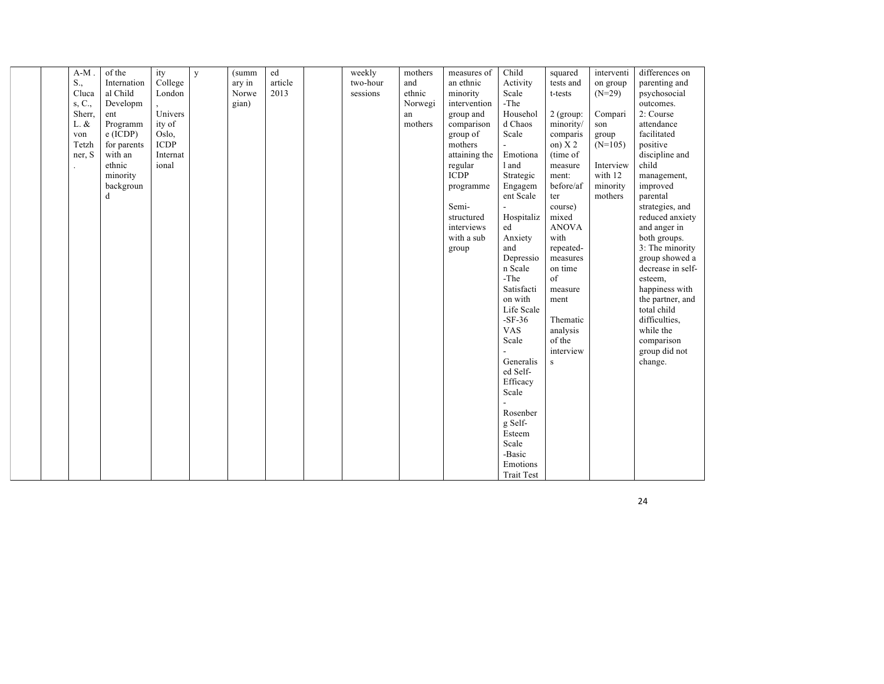|  |  | A-M . S., Clucas, C., Sherr, L. & von Tetzhner, S . | of the International Child Development Programme (ICDP) for parents with an ethnic minority background | ity College London, University of Oslo, ICDP International | y | (summary in Norwegian) | ed article 2013 |  | weekly two-hour sessions | mothers and ethnic Norwegian mothers | measures of an ethnic minority intervention group and comparison group of mothers attaining the regular ICDP programme<br><br>Semi-structured interviews with a sub group | Child Activity Scale<br>-The Household Chaos Scale<br>-<br>Emotional and Strategic Engagement Scale<br>-<br>Hospitalized Anxiety and Depression Scale<br>-The Satisfaction with Life Scale<br>-SF-36 VAS Scale<br>-<br>Generalised Self-Efficacy Scale<br>-<br>Rosenberg Self-Esteem Scale<br>-Basic Emotions Trait Test | squared tests and t-tests<br><br>2 (group: minority/comparison) X 2 (time of measurement: before/after course) mixed ANOVA with repeated-measures on time of measurement<br><br>Thematic analysis of the interviews | intervention group (N=29)<br><br>Comparison group (N=105)<br><br>Interview with 12 minority mothers | differences on parenting and psychosocial outcomes.<br>2: Course attendance facilitated positive discipline and child management, improved parental strategies, and reduced anxiety and anger in both groups.<br>3: The minority group showed a decrease in self-esteem, happiness with the partner, and total child difficulties, while the comparison group did not change. |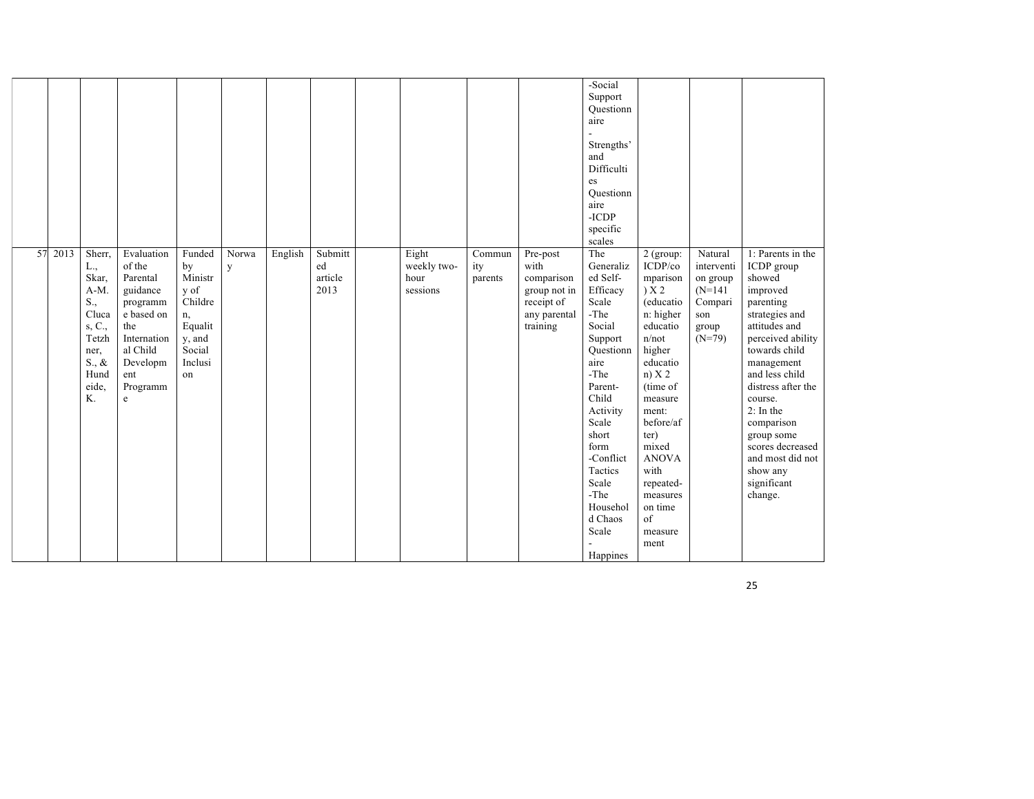| | | | | | | | | | | | | | | | |
|---|---|---|---|---|---|---|---|---|---|---|---|---|---|---|---|
| | | | | | | | | | | | -Social Support Questionnaire - Strengths' and Difficulties Questionnaire -ICDP specific scales | | | |
| 57 | 2013 | Sherr, L., Skar, A-M. S., Clucas, C., Tetzhner, S., & Hundeide, K. | Evaluation of the Parental guidance programme based on the International Child Development Programme | Funded by Ministry of Children, Equality, and Social Inclusion | Norway | English | Submitted article 2013 | | Eight weekly two-hour sessions | Community parents | Pre-post with comparison group not in receipt of any parental training | The Generalized Self-Efficacy Scale -The Social Support Questionnaire -The Parent-Child Activity Scale short form -Conflict Tactics Scale -The Household Chaos Scale - Happines | 2 (group: ICDP/comparison) X 2 (education: higher education/not higher education) X 2 (time of measurement: before/after) mixed ANOVA with repeated-measures on time of measurement | Natural intervention group (N=141 Comparison group (N=79) | 1: Parents in the ICDP group showed improved parenting strategies and attitudes and perceived ability towards child management and less child distress after the course. 2: In the comparison group some scores decreased and most did not show any significant change. |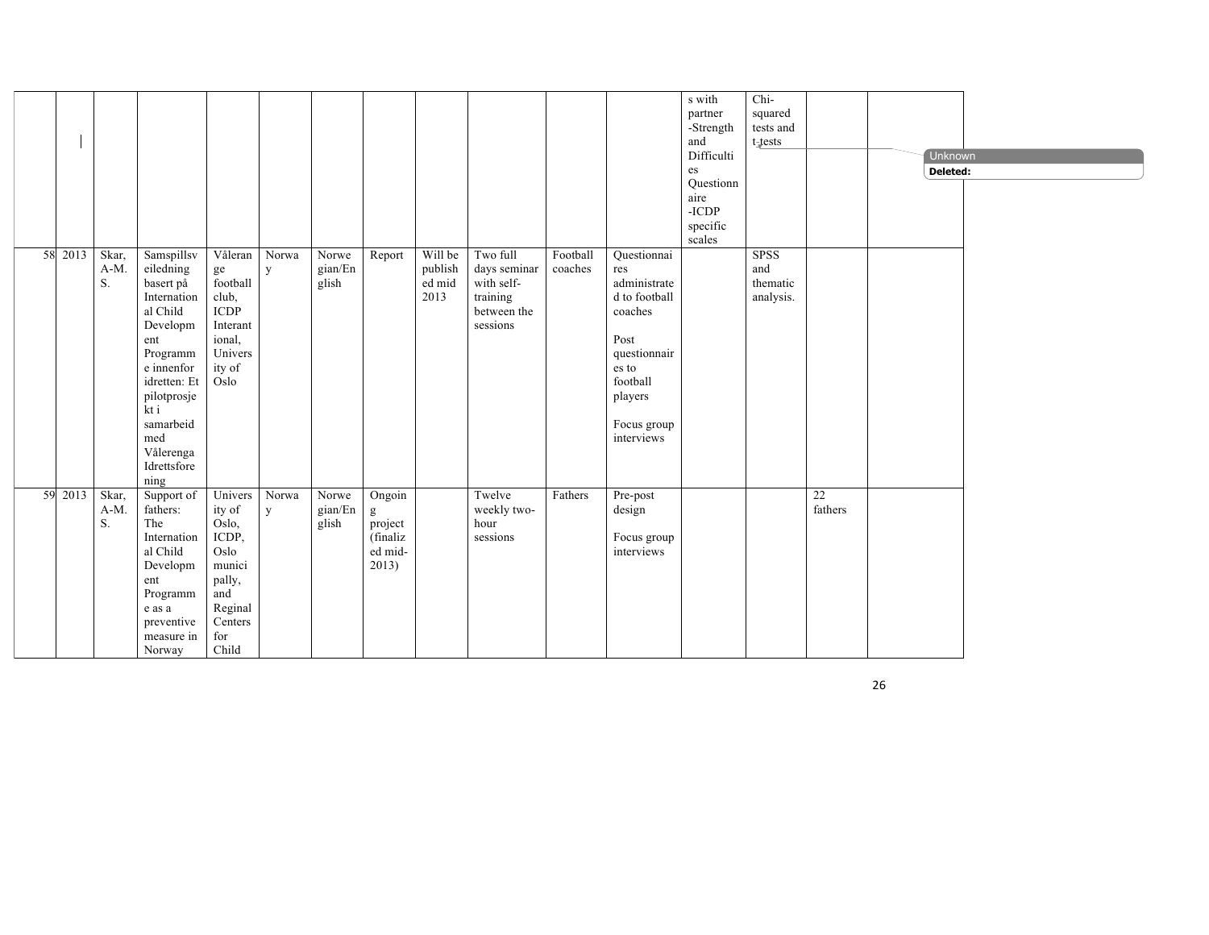|  |  |  |  |  |  |  |  |  |  |  |  |  |  |  |
|---|---|---|---|---|---|---|---|---|---|---|---|---|---|---|
|  |  |  |  |  |  |  |  |  |  |  |  | s with partner -Strength and Difficulties Questionnaire -ICDP specific scales | Chi-squared tests and t-tests |  |  |
| 58 | 2013 | Skar, A-M. S. | Samspillsveiledning basert på International Child Development Programme innenfor idretten: Et pilotprosjekt i samarbeid med Vålerenga Idrettsforening | Vålerange football club, ICDP Interantional, University of Oslo | Norway | Norwegian/English | Report | Will be published mid 2013 | Two full days seminar with self-training between the sessions | Football coaches | Questionnaires administrated to football coaches<br><br>Post questionnaires to football players<br><br>Focus group interviews |  | SPSS and thematic analysis. |  |  |
| 59 | 2013 | Skar, A-M. S. | Support of fathers: The International Child Development Programme as a preventive measure in Norway | University of Oslo, ICDP, Oslo municipally, and Reginal Centers for Child | Norway | Norwegian/English | Ongoing project (finalized mid-2013) |  | Twelve weekly two-hour sessions | Fathers | Pre-post design<br><br>Focus group interviews |  |  | 22 fathers |  |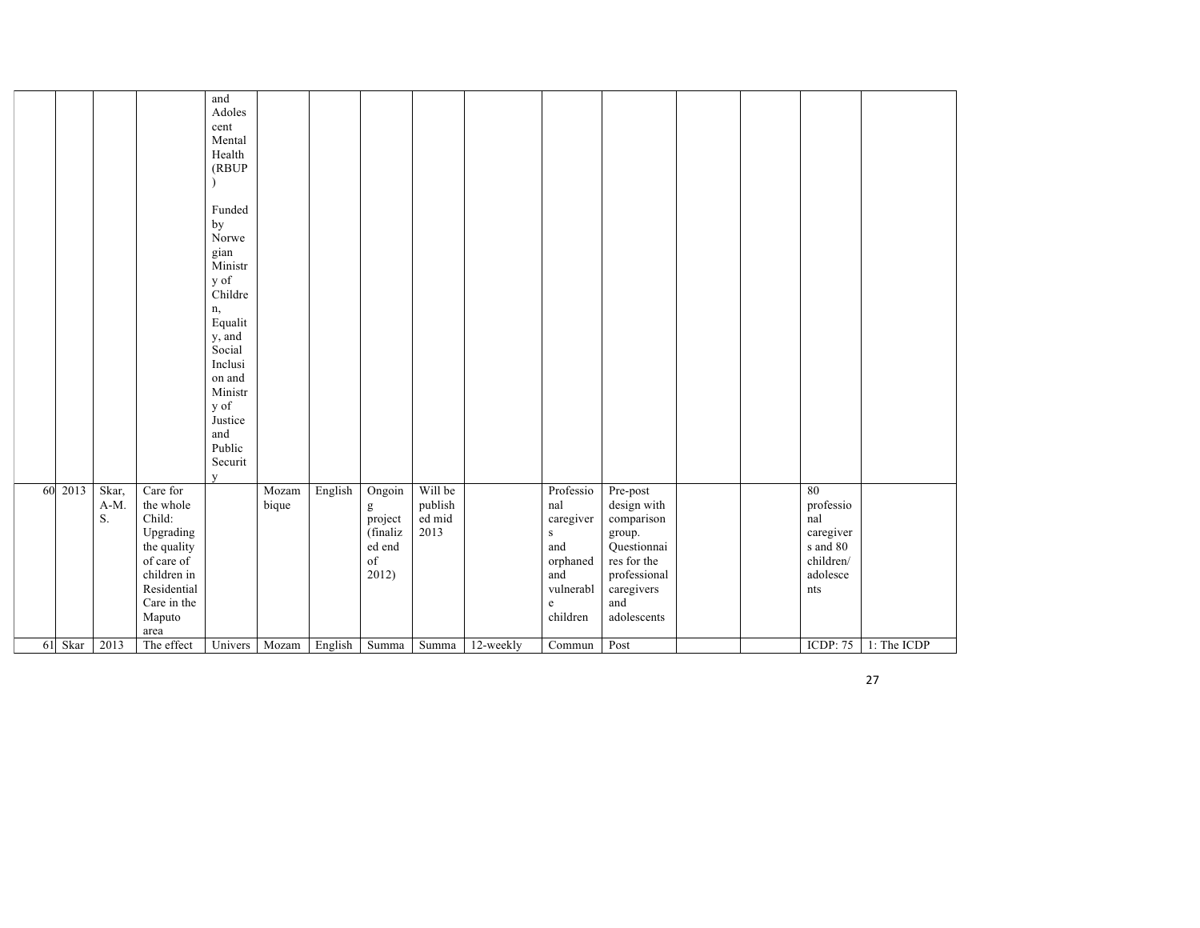| | | | | | | | | | | | | | | | |
|---|---|---|---|---|---|---|---|---|---|---|---|---|---|---|---|
| | | | | and Adolescent Mental Health (RBUP) Funded by Norwegian Ministry of Children, Equality, and Social Inclusion and Ministry of Justice and Public Security | | | | | | | | | | | |
| 60 | 2013 | Skar, A-M. S. | Care for the whole Child: Upgrading the quality of care of children in Residential Care in the Maputo area | | Mozambique | English | Ongoing project (finalized end of 2012) | Will be published mid 2013 | | Professional caregivers and orphaned and vulnerable children | Pre-post design with comparison group. Questionnaires for the professional caregivers and adolescents | | | 80 professional caregivers and 80 children/ adolescents | |
| 61 | Skar | 2013 | The effect | Univers | Mozam | English | Summa | Summa | 12-weekly | Commun | Post | | | ICDP: 75 | 1: The ICDP |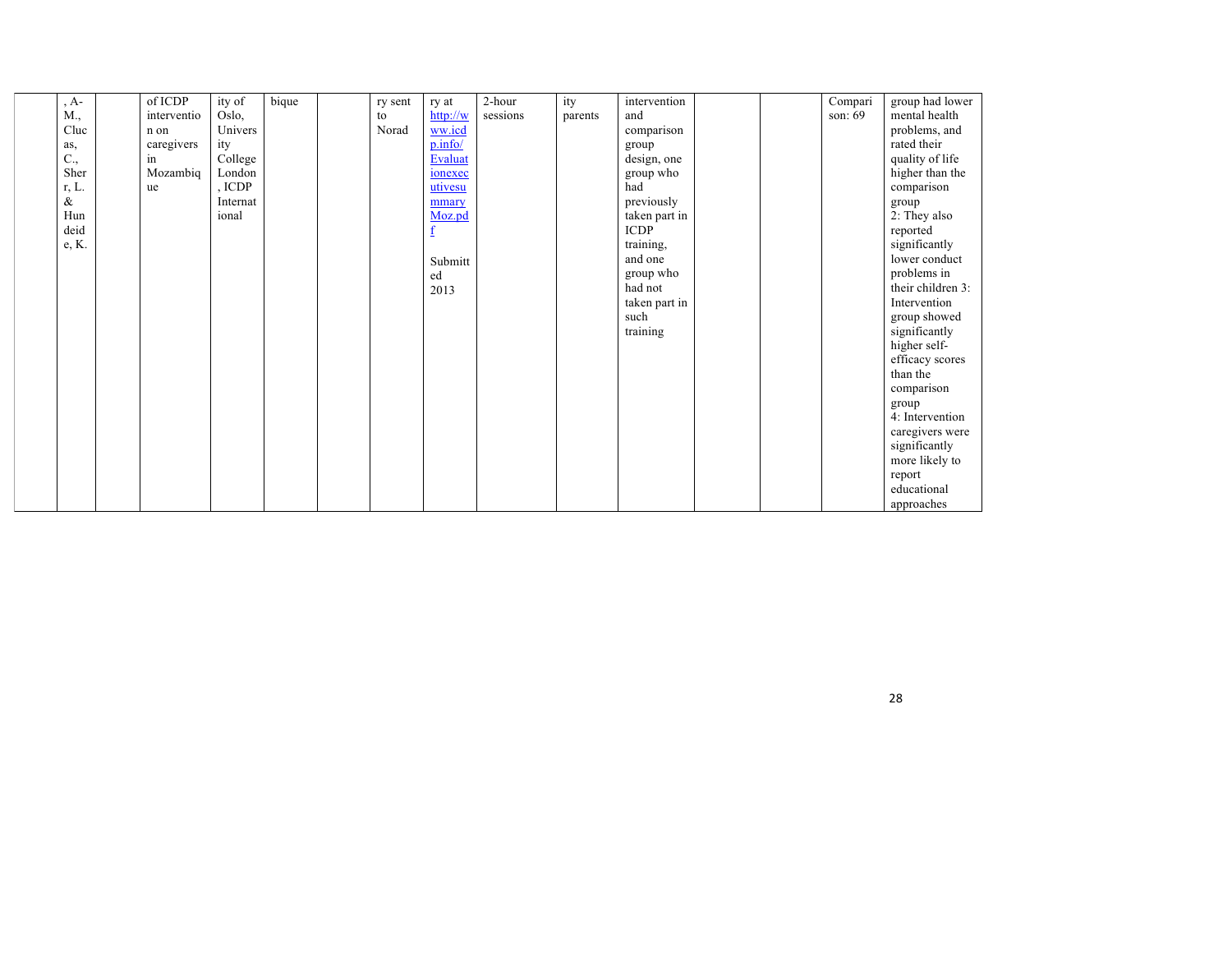| | | | | | | | | | | | | | | |
|---|---|---|---|---|---|---|---|---|---|---|---|---|---|---|
| | , A-M., Clucas, C., Sher r, L. & Hundeide, K. | | of ICDP intervention on caregivers in Mozambique | ity of Oslo, University College London, ICDP International | bique | | ry sent to Norad | ry at http://www.icdp.info/Evaluationexecutivesummary Moz.pdf<br><br>Submitted 2013 | 2-hour sessions | ity parents | intervention and comparison group design, one group who had previously taken part in ICDP training, and one group who had not taken part in such training | | | Comparison: 69 | group had lower mental health problems, and rated their quality of life higher than the comparison group<br>2: They also reported significantly lower conduct problems in their children 3: Intervention group showed significantly higher self-efficacy scores than the comparison group<br>4: Intervention caregivers were significantly more likely to report educational approaches |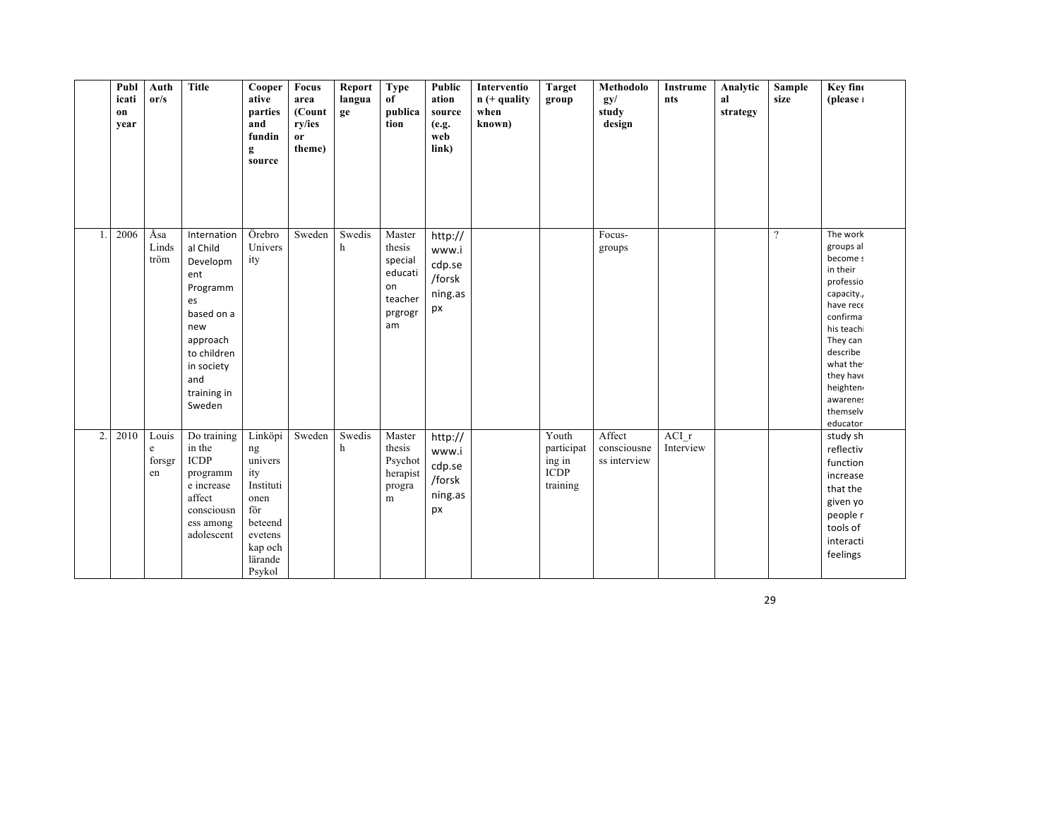| | Publication year | Author/s | Title | Cooperative parties and funding source | Focus area (Country/ies or theme) | Report language | Type of publication | Publication source (e.g. web link) | Intervention (+ quality when known) | Target group | Methodology/ study design | Instruments | Analytical strategy | Sample size | Key find (please r |
|---|---|---|---|---|---|---|---|---|---|---|---|---|---|---|---|
| 1. | 2006 | Åsa Lindström | International Child Development Programmes based on a new approach to children in society and training in Sweden | Örebro University | Sweden | Swedish | Master thesis special education teacher prgrogram | http://www.icdp.se/forskning.aspx | | | Focus-groups | | | ? | The work groups al become s in their professio capacity., have rece confirma his teachi They can describe what the they have heighten awarenes themselv educator |
| 2. | 2010 | Louise forsgren | Do training in the ICDP programme increase affect consciousness among adolescent | Linköping university Institutionen för beteendevetenskap och lärande Psykol | Sweden | Swedish | Master thesis Psychotherapist program | http://www.icdp.se/forskning.aspx | | Youth participating in ICDP training | Affect consciousness interview | ACI_r Interview | | | study sh reflectiv function increase that the given yo people r tools of interacti feelings |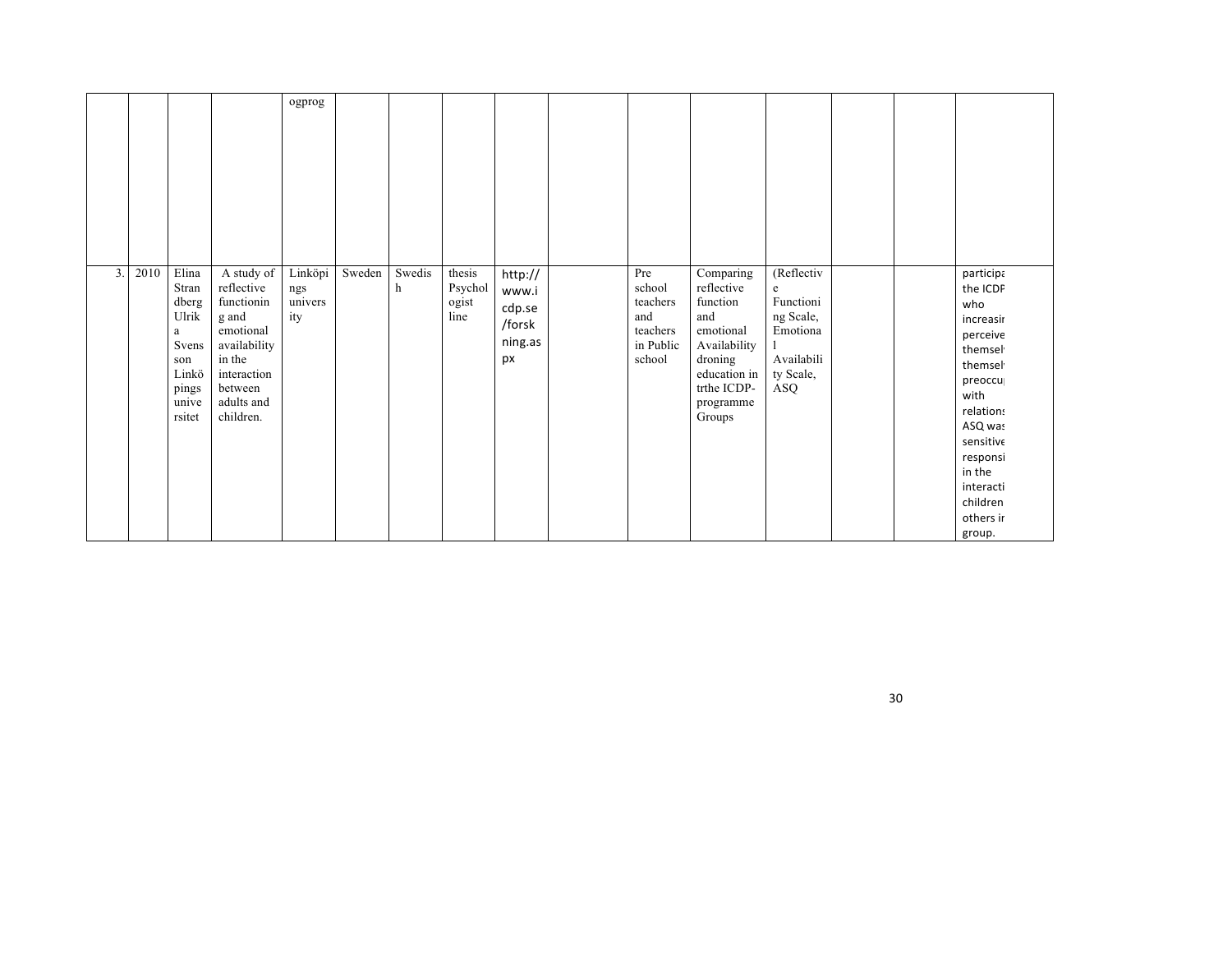| | | | | ogprog | | | | | | | | | | | |
|---|---|---|---|---|---|---|---|---|---|---|---|---|---|---|---|
| 3. | 2010 | Elina Strandberg Ulrika Svensson Linköpings universitet | A study of reflective functioning and emotional availability in the interaction between adults and children. | Linköpings university | Sweden | Swedish | thesis Psychologist line | http://www.icdp.se/forskning.aspx | | Pre school teachers and teachers in Public school | Comparing reflective function and emotional Availability droning education in trthe ICDP-programme Groups | (Reflective Functioning Scale, Emotional Availability Scale, ASQ | | | participa the ICDP who increasir perceive themsel themsel preoccu with relations ASQ was sensitive responsi in the interacti children others ir group. |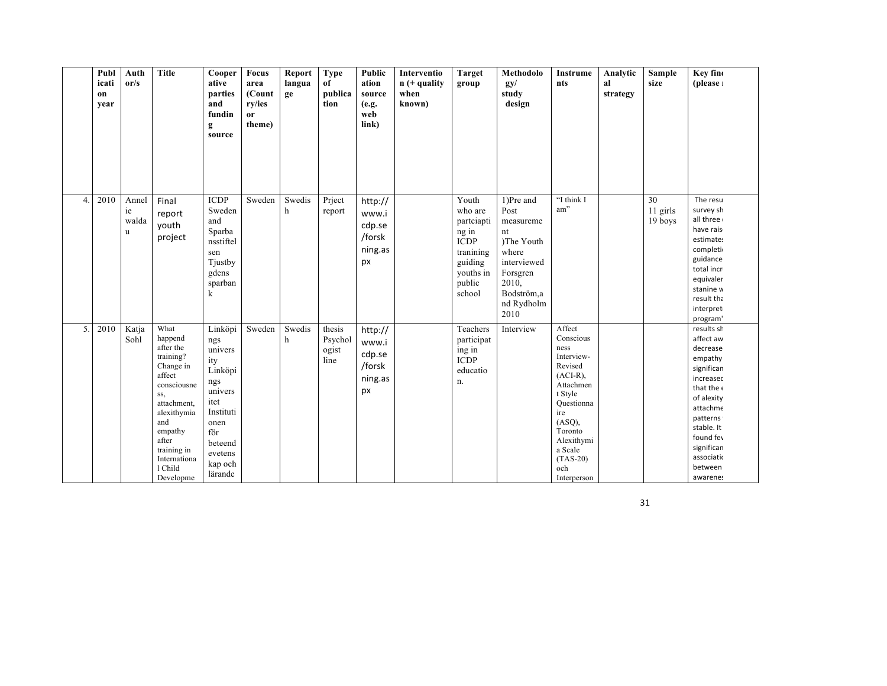| | Publication year | Author/s | Title | Cooperative parties and funding source | Focus area (Country/ies or theme) | Report language | Type of publication | Publication source (e.g. web link) | Intervention (+ quality when known) | Target group | Methodology/ study design | Instruments | Analytical strategy | Sample size | Key find (please r |
|---|---|---|---|---|---|---|---|---|---|---|---|---|---|---|---|
| 4. | 2010 | Anneli e walda u | Final report youth project | ICDP Sweden and Sparbanksstiftelsen Tjustbygdens sparbank | Sweden | Swedish | Prject report | http://www.icdp.se/forskning.aspx | | Youth who are partciapting in ICDP tranining guiding youths in public school | 1)Pre and Post measurement )The Youth where interviewed Forsgren 2010, Bodström,a nd Rydholm 2010 | "I think I am" | | 30 11 girls 19 boys | The resu survey sh all three have rais estimates completi guidance total incr equivaler stanine w result tha interpret program' |
| 5. | 2010 | Katja Sohl | What happend after the training? Change in affect consciousness, attachment, alexithymia and empathy after training in International Child Developme | Linköpings university Linköpings universitet Institutionen för beteendevetenskap och lärande | Sweden | Swedish | thesis Psychologist line | http://www.icdp.se/forskning.aspx | | Teachers participating in ICDP education. | Interview | Affect Consciousness Interview-Revised (ACI-R), Attachment Style Questionnaire (ASQ), Toronto Alexithymia Scale (TAS-20) och Interperson | | | results sh affect aw decrease empathy significan increased that the e of alexity attachme patterns stable. It found fev significan associatio between awarenes |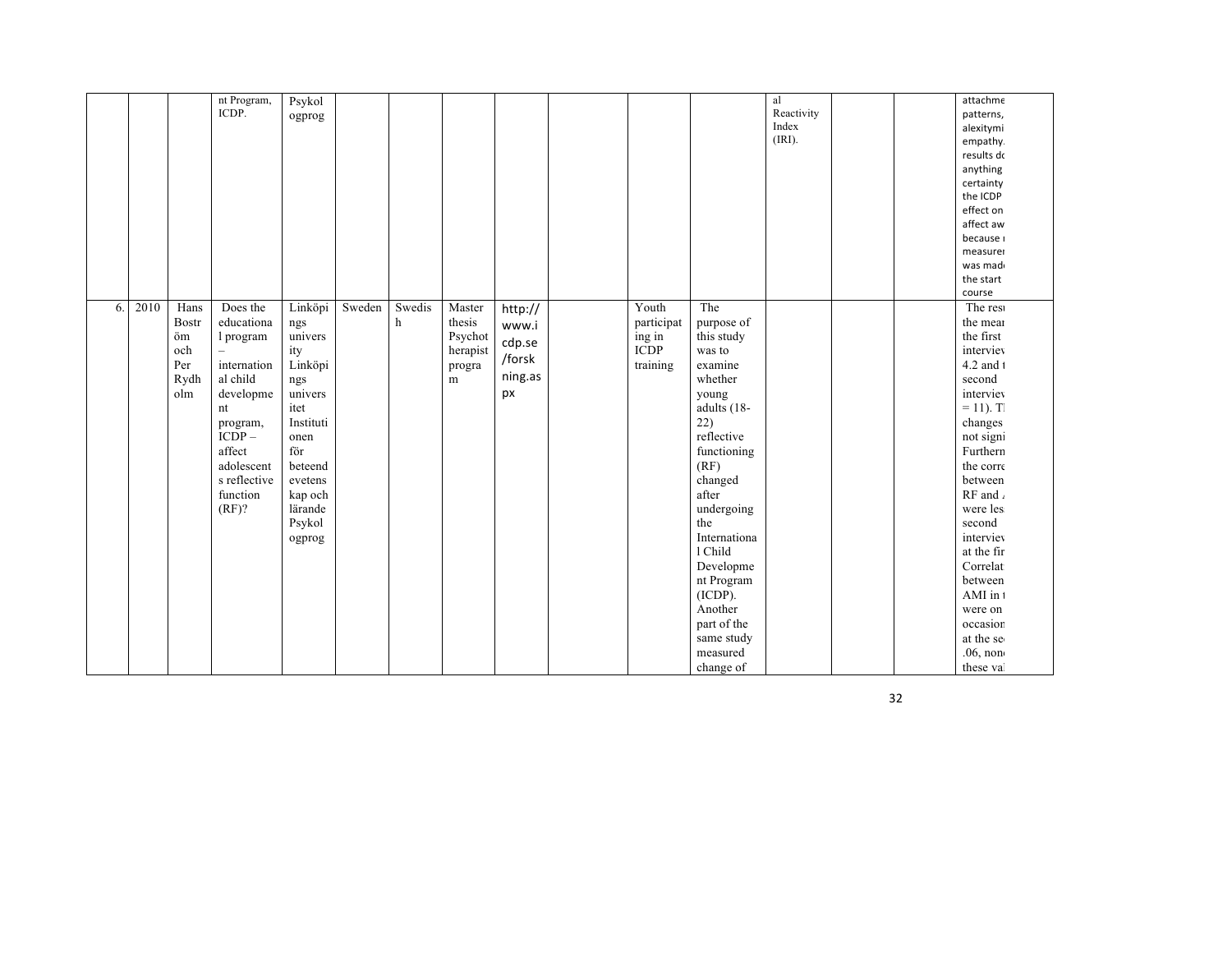| | | | | | | | | | | | | | | | |
|---|---|---|---|---|---|---|---|---|---|---|---|---|---|---|---|
| | | | nt Program, ICDP. | Psykol ogprog | | | | | | | | al Reactivity Index (IRI). | | | attachme patterns, alexitymi empathy. results do anything certainty the ICDP effect on affect aw because measurer was made the start course |
| 6. | 2010 | Hans Boström och Per Rydholm | Does the educational program – international child development program, ICDP – affect adolescents reflective function (RF)? | Linköpings university Linköpings universitet Institutionen för beteendevetenskap och lärande Psykologprog | Sweden | Swedish | Master thesis Psychotherapist program | http://www.icdp.se/forskning.aspx | | Youth participating in ICDP training | The purpose of this study was to examine whether young adults (18-22) reflective functioning (RF) changed after undergoing the International Child Development Program (ICDP). Another part of the same study measured change of | | | | The resu the mear the first interviev 4.2 and t second interviev = 11). Tl changes not signi Furthern the corre between RF and a were les second interviev at the fir Correlat between AMI in t were on occasion at the se .06, non these val |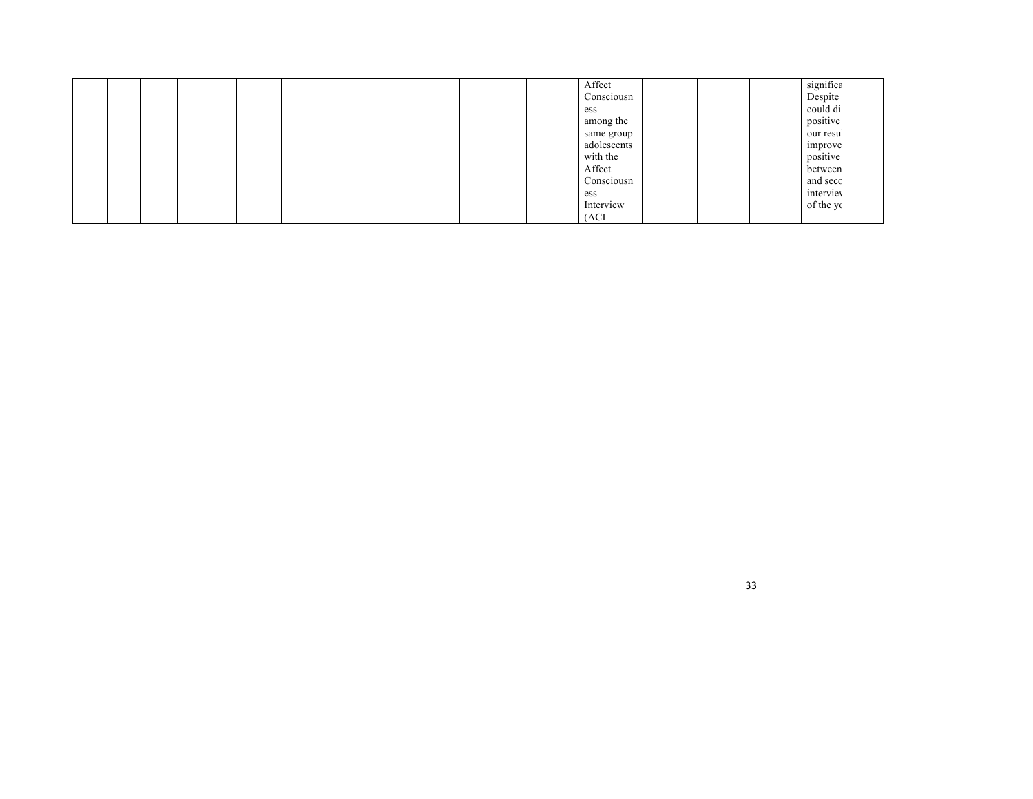| | | | | | | | | | | | | | | |
|---|---|---|---|---|---|---|---|---|---|---|---|---|---|---|
| | | | | | | | | | | | Affect Consciousness among the same group adolescents with the Affect Consciousness Interview (ACI | | | | significa Despite could di: positive our resul improve positive between and seco intervie of the yc |